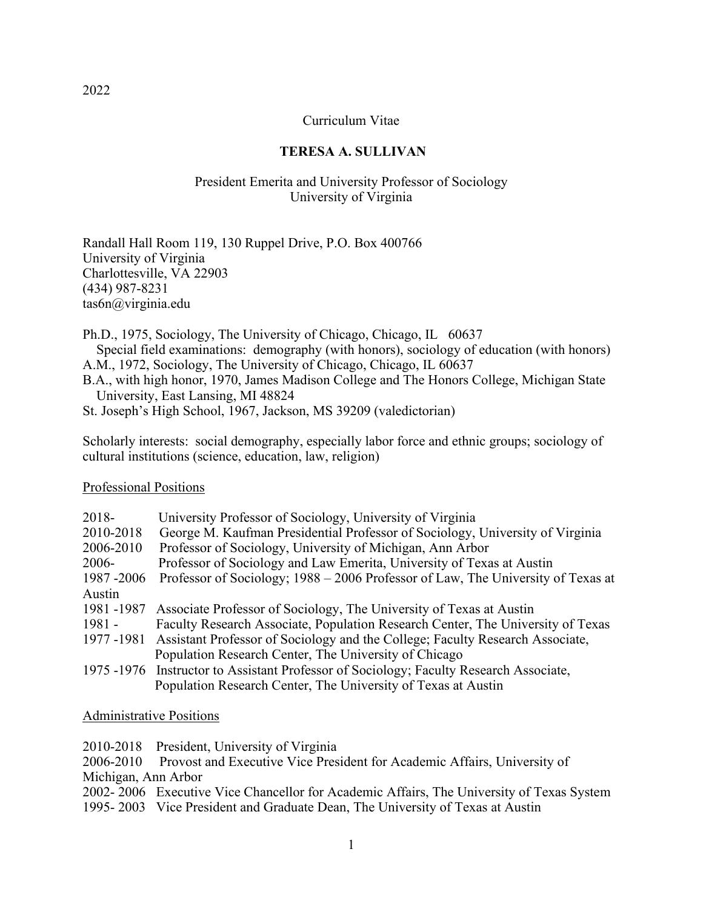2022

Curriculum Vitae

# TERESA A. SULLIVAN

President Emerita and University Professor of Sociology
University of Virginia

Randall Hall Room 119, 130 Ruppel Drive, P.O. Box 400766
University of Virginia
Charlottesville, VA 22903
(434) 987-8231
tas6n@virginia.edu

Ph.D., 1975, Sociology, The University of Chicago, Chicago, IL 60637
 Special field examinations: demography (with honors), sociology of education (with honors)
A.M., 1972, Sociology, The University of Chicago, Chicago, IL 60637
B.A., with high honor, 1970, James Madison College and The Honors College, Michigan State University, East Lansing, MI 48824
St. Joseph's High School, 1967, Jackson, MS 39209 (valedictorian)

Scholarly interests: social demography, especially labor force and ethnic groups; sociology of cultural institutions (science, education, law, religion)

## Professional Positions

2018- University Professor of Sociology, University of Virginia
2010-2018 George M. Kaufman Presidential Professor of Sociology, University of Virginia
2006-2010 Professor of Sociology, University of Michigan, Ann Arbor
2006- Professor of Sociology and Law Emerita, University of Texas at Austin
1987 -2006 Professor of Sociology; 1988 – 2006 Professor of Law, The University of Texas at Austin
1981 -1987 Associate Professor of Sociology, The University of Texas at Austin
1981 - Faculty Research Associate, Population Research Center, The University of Texas
1977 -1981 Assistant Professor of Sociology and the College; Faculty Research Associate, Population Research Center, The University of Chicago
1975 -1976 Instructor to Assistant Professor of Sociology; Faculty Research Associate, Population Research Center, The University of Texas at Austin

## Administrative Positions

2010-2018 President, University of Virginia
2006-2010 Provost and Executive Vice President for Academic Affairs, University of Michigan, Ann Arbor
2002- 2006 Executive Vice Chancellor for Academic Affairs, The University of Texas System
1995- 2003 Vice President and Graduate Dean, The University of Texas at Austin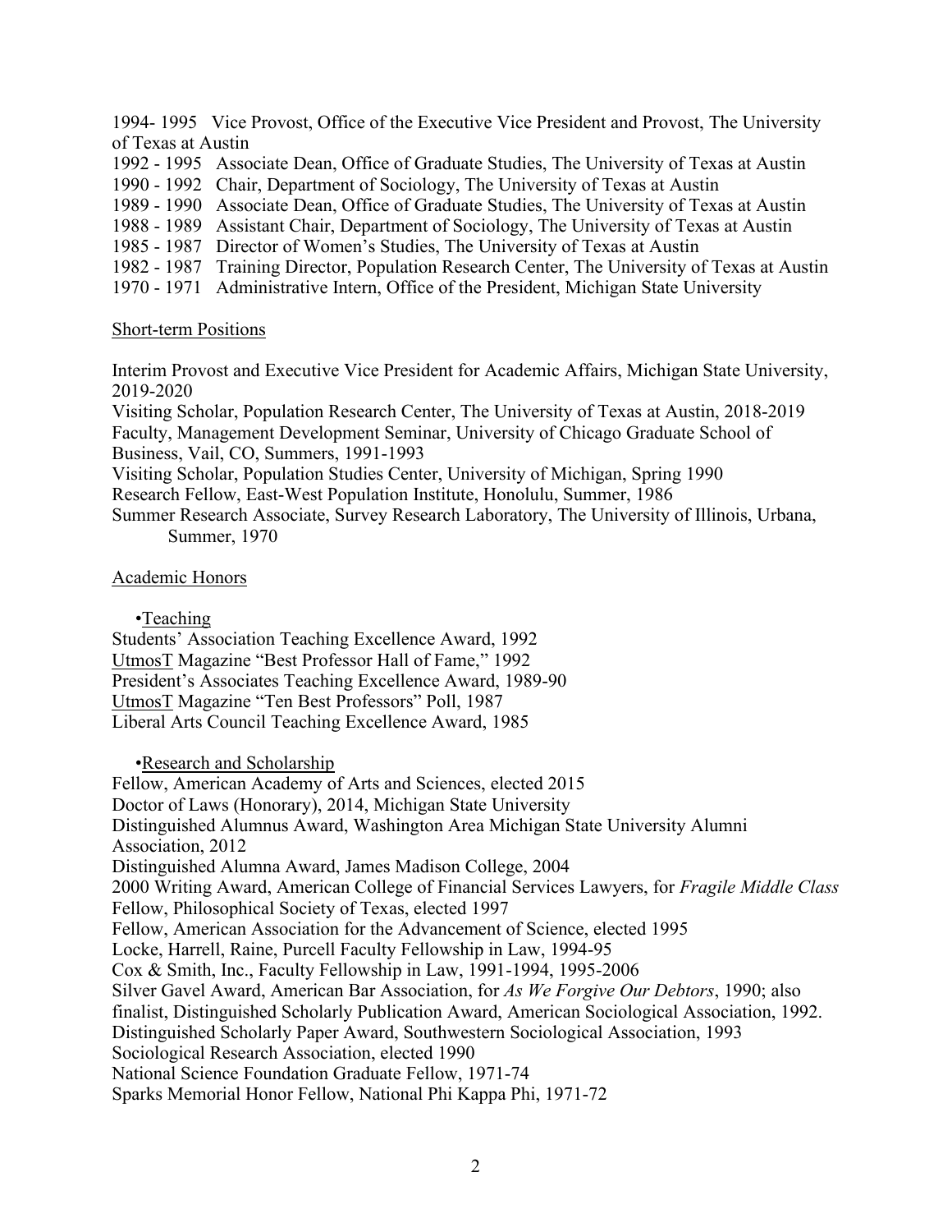1994- 1995 Vice Provost, Office of the Executive Vice President and Provost, The University of Texas at Austin
1992 - 1995 Associate Dean, Office of Graduate Studies, The University of Texas at Austin
1990 - 1992 Chair, Department of Sociology, The University of Texas at Austin
1989 - 1990 Associate Dean, Office of Graduate Studies, The University of Texas at Austin
1988 - 1989 Assistant Chair, Department of Sociology, The University of Texas at Austin
1985 - 1987 Director of Women's Studies, The University of Texas at Austin
1982 - 1987 Training Director, Population Research Center, The University of Texas at Austin
1970 - 1971 Administrative Intern, Office of the President, Michigan State University

Short-term Positions

Interim Provost and Executive Vice President for Academic Affairs, Michigan State University, 2019-2020
Visiting Scholar, Population Research Center, The University of Texas at Austin, 2018-2019
Faculty, Management Development Seminar, University of Chicago Graduate School of Business, Vail, CO, Summers, 1991-1993
Visiting Scholar, Population Studies Center, University of Michigan, Spring 1990
Research Fellow, East-West Population Institute, Honolulu, Summer, 1986
Summer Research Associate, Survey Research Laboratory, The University of Illinois, Urbana, Summer, 1970

Academic Honors

•Teaching

Students' Association Teaching Excellence Award, 1992
UtmosT Magazine "Best Professor Hall of Fame," 1992
President's Associates Teaching Excellence Award, 1989-90
UtmosT Magazine "Ten Best Professors" Poll, 1987
Liberal Arts Council Teaching Excellence Award, 1985

•Research and Scholarship

Fellow, American Academy of Arts and Sciences, elected 2015
Doctor of Laws (Honorary), 2014, Michigan State University
Distinguished Alumnus Award, Washington Area Michigan State University Alumni Association, 2012
Distinguished Alumna Award, James Madison College, 2004
2000 Writing Award, American College of Financial Services Lawyers, for *Fragile Middle Class*
Fellow, Philosophical Society of Texas, elected 1997
Fellow, American Association for the Advancement of Science, elected 1995
Locke, Harrell, Raine, Purcell Faculty Fellowship in Law, 1994-95
Cox & Smith, Inc., Faculty Fellowship in Law, 1991-1994, 1995-2006
Silver Gavel Award, American Bar Association, for *As We Forgive Our Debtors*, 1990; also finalist, Distinguished Scholarly Publication Award, American Sociological Association, 1992.
Distinguished Scholarly Paper Award, Southwestern Sociological Association, 1993
Sociological Research Association, elected 1990
National Science Foundation Graduate Fellow, 1971-74
Sparks Memorial Honor Fellow, National Phi Kappa Phi, 1971-72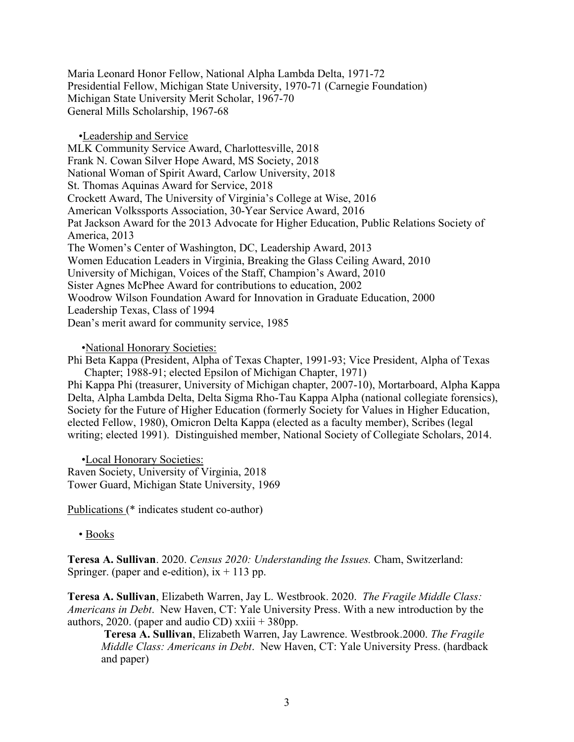Maria Leonard Honor Fellow, National Alpha Lambda Delta, 1971-72
Presidential Fellow, Michigan State University, 1970-71 (Carnegie Foundation)
Michigan State University Merit Scholar, 1967-70
General Mills Scholarship, 1967-68

•Leadership and Service

MLK Community Service Award, Charlottesville, 2018
Frank N. Cowan Silver Hope Award, MS Society, 2018
National Woman of Spirit Award, Carlow University, 2018
St. Thomas Aquinas Award for Service, 2018
Crockett Award, The University of Virginia's College at Wise, 2016
American Volkssports Association, 30-Year Service Award, 2016
Pat Jackson Award for the 2013 Advocate for Higher Education, Public Relations Society of America, 2013
The Women's Center of Washington, DC, Leadership Award, 2013
Women Education Leaders in Virginia, Breaking the Glass Ceiling Award, 2010
University of Michigan, Voices of the Staff, Champion's Award, 2010
Sister Agnes McPhee Award for contributions to education, 2002
Woodrow Wilson Foundation Award for Innovation in Graduate Education, 2000
Leadership Texas, Class of 1994
Dean's merit award for community service, 1985

•National Honorary Societies:

Phi Beta Kappa (President, Alpha of Texas Chapter, 1991-93; Vice President, Alpha of Texas Chapter; 1988-91; elected Epsilon of Michigan Chapter, 1971)
Phi Kappa Phi (treasurer, University of Michigan chapter, 2007-10), Mortarboard, Alpha Kappa Delta, Alpha Lambda Delta, Delta Sigma Rho-Tau Kappa Alpha (national collegiate forensics), Society for the Future of Higher Education (formerly Society for Values in Higher Education, elected Fellow, 1980), Omicron Delta Kappa (elected as a faculty member), Scribes (legal writing; elected 1991). Distinguished member, National Society of Collegiate Scholars, 2014.

•Local Honorary Societies:

Raven Society, University of Virginia, 2018
Tower Guard, Michigan State University, 1969

Publications (* indicates student co-author)

• Books

**Teresa A. Sullivan**. 2020. *Census 2020: Understanding the Issues.* Cham, Switzerland: Springer. (paper and e-edition), ix + 113 pp.

**Teresa A. Sullivan**, Elizabeth Warren, Jay L. Westbrook. 2020. *The Fragile Middle Class: Americans in Debt*. New Haven, CT: Yale University Press. With a new introduction by the authors, 2020. (paper and audio CD) xxiii + 380pp.

> **Teresa A. Sullivan**, Elizabeth Warren, Jay Lawrence. Westbrook.2000. *The Fragile Middle Class: Americans in Debt*. New Haven, CT: Yale University Press. (hardback and paper)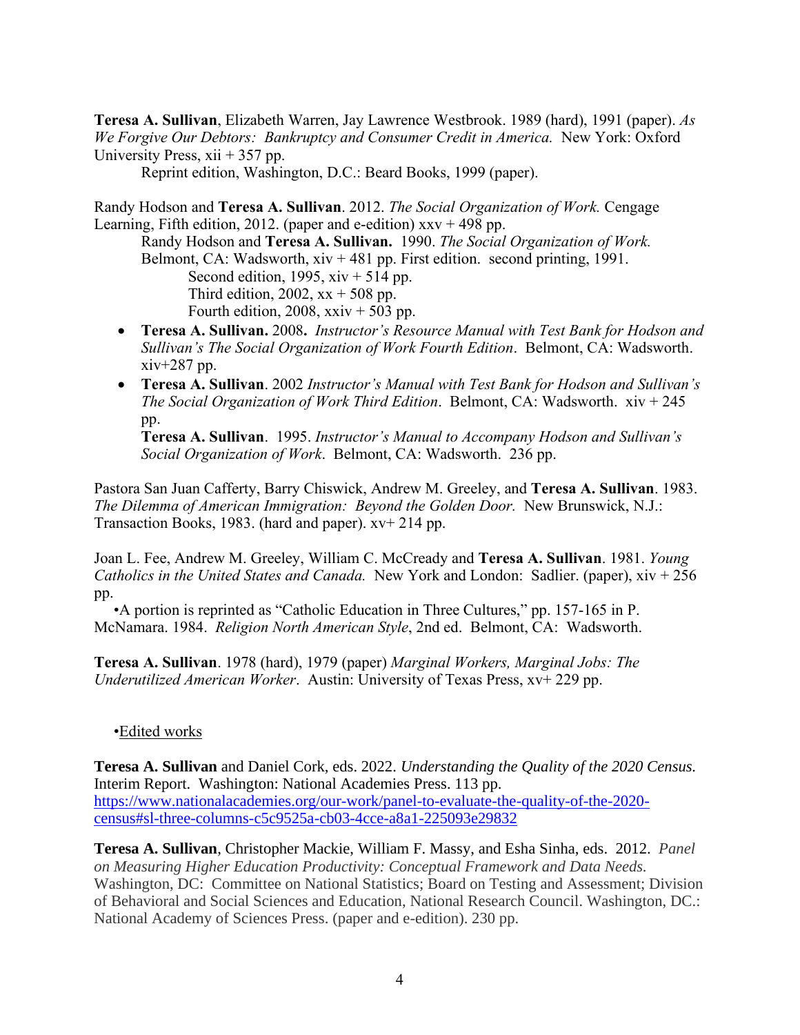**Teresa A. Sullivan**, Elizabeth Warren, Jay Lawrence Westbrook. 1989 (hard), 1991 (paper). *As We Forgive Our Debtors: Bankruptcy and Consumer Credit in America.* New York: Oxford University Press, xii + 357 pp.
Reprint edition, Washington, D.C.: Beard Books, 1999 (paper).

Randy Hodson and **Teresa A. Sullivan**. 2012. *The Social Organization of Work.* Cengage Learning, Fifth edition, 2012. (paper and e-edition) xxv + 498 pp.
Randy Hodson and **Teresa A. Sullivan.** 1990. *The Social Organization of Work.* Belmont, CA: Wadsworth, xiv + 481 pp. First edition. second printing, 1991.
Second edition, 1995, xiv + 514 pp.
Third edition, 2002, xx + 508 pp.
Fourth edition, 2008, xxiv + 503 pp.

- **Teresa A. Sullivan.** 2008**.** *Instructor's Resource Manual with Test Bank for Hodson and Sullivan's The Social Organization of Work Fourth Edition*. Belmont, CA: Wadsworth. xiv+287 pp.
- **Teresa A. Sullivan**. 2002 *Instructor's Manual with Test Bank for Hodson and Sullivan's The Social Organization of Work Third Edition*. Belmont, CA: Wadsworth. xiv + 245 pp.
  **Teresa A. Sullivan**. 1995. *Instructor's Manual to Accompany Hodson and Sullivan's Social Organization of Work*. Belmont, CA: Wadsworth. 236 pp.

Pastora San Juan Cafferty, Barry Chiswick, Andrew M. Greeley, and **Teresa A. Sullivan**. 1983. *The Dilemma of American Immigration: Beyond the Golden Door.* New Brunswick, N.J.: Transaction Books, 1983. (hard and paper). xv+ 214 pp.

Joan L. Fee, Andrew M. Greeley, William C. McCready and **Teresa A. Sullivan**. 1981. *Young Catholics in the United States and Canada.* New York and London: Sadlier. (paper), xiv + 256 pp.
•A portion is reprinted as "Catholic Education in Three Cultures," pp. 157-165 in P. McNamara. 1984. *Religion North American Style*, 2nd ed. Belmont, CA: Wadsworth.

**Teresa A. Sullivan**. 1978 (hard), 1979 (paper) *Marginal Workers, Marginal Jobs: The Underutilized American Worker*. Austin: University of Texas Press, xv+ 229 pp.

•Edited works

**Teresa A. Sullivan** and Daniel Cork, eds. 2022. *Understanding the Quality of the 2020 Census.* Interim Report. Washington: National Academies Press. 113 pp.
https://www.nationalacademies.org/our-work/panel-to-evaluate-the-quality-of-the-2020-census#sl-three-columns-c5c9525a-cb03-4cce-a8a1-225093e29832

**Teresa A. Sullivan**, Christopher Mackie, William F. Massy, and Esha Sinha, eds. 2012. *Panel on Measuring Higher Education Productivity: Conceptual Framework and Data Needs.* Washington, DC: Committee on National Statistics; Board on Testing and Assessment; Division of Behavioral and Social Sciences and Education, National Research Council. Washington, DC.: National Academy of Sciences Press. (paper and e-edition). 230 pp.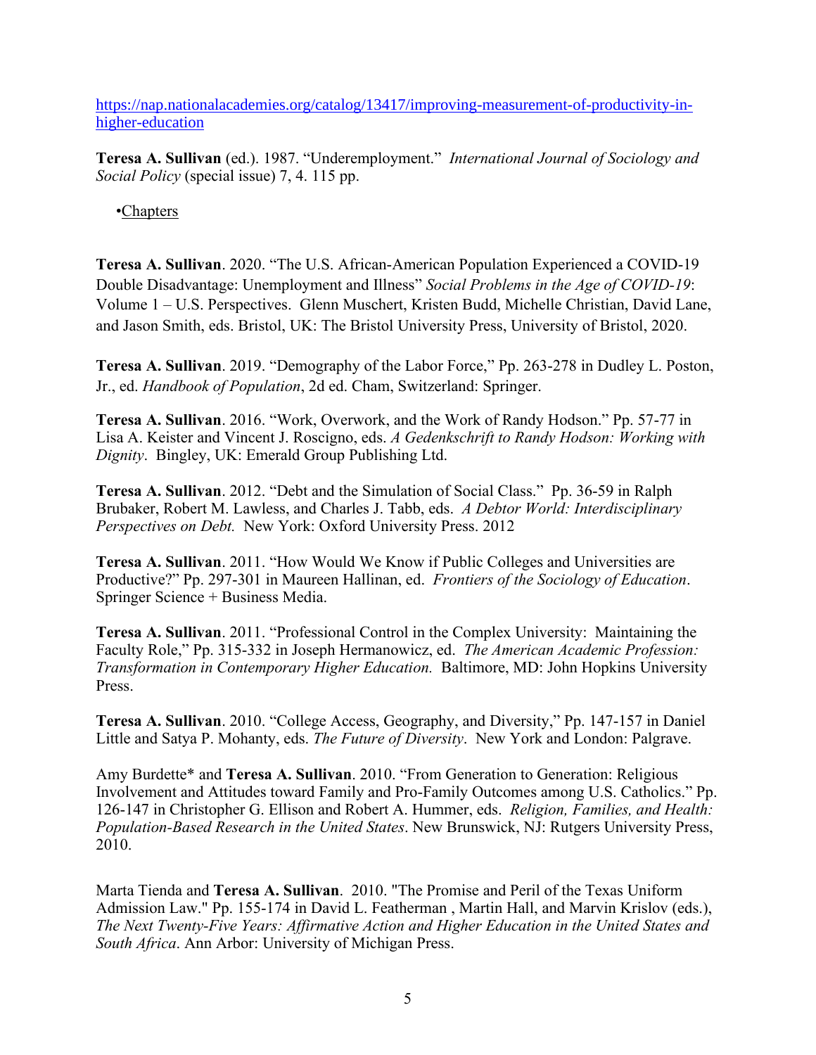[https://nap.nationalacademies.org/catalog/13417/improving-measurement-of-productivity-in-higher-education](https://nap.nationalacademies.org/catalog/13417/improving-measurement-of-productivity-in-higher-education)

**Teresa A. Sullivan** (ed.). 1987. "Underemployment." *International Journal of Sociology and Social Policy* (special issue) 7, 4. 115 pp.

- Chapters

**Teresa A. Sullivan**. 2020. "The U.S. African-American Population Experienced a COVID-19 Double Disadvantage: Unemployment and Illness" *Social Problems in the Age of COVID-19*: Volume 1 – U.S. Perspectives. Glenn Muschert, Kristen Budd, Michelle Christian, David Lane, and Jason Smith, eds. Bristol, UK: The Bristol University Press, University of Bristol, 2020.

**Teresa A. Sullivan**. 2019. "Demography of the Labor Force," Pp. 263-278 in Dudley L. Poston, Jr., ed. *Handbook of Population*, 2d ed. Cham, Switzerland: Springer.

**Teresa A. Sullivan**. 2016. "Work, Overwork, and the Work of Randy Hodson." Pp. 57-77 in Lisa A. Keister and Vincent J. Roscigno, eds. *A Gedenkschrift to Randy Hodson: Working with Dignity*. Bingley, UK: Emerald Group Publishing Ltd.

**Teresa A. Sullivan**. 2012. "Debt and the Simulation of Social Class." Pp. 36-59 in Ralph Brubaker, Robert M. Lawless, and Charles J. Tabb, eds. *A Debtor World: Interdisciplinary Perspectives on Debt.* New York: Oxford University Press. 2012

**Teresa A. Sullivan**. 2011. "How Would We Know if Public Colleges and Universities are Productive?" Pp. 297-301 in Maureen Hallinan, ed. *Frontiers of the Sociology of Education*. Springer Science + Business Media.

**Teresa A. Sullivan**. 2011. "Professional Control in the Complex University: Maintaining the Faculty Role," Pp. 315-332 in Joseph Hermanowicz, ed. *The American Academic Profession: Transformation in Contemporary Higher Education.* Baltimore, MD: John Hopkins University Press.

**Teresa A. Sullivan**. 2010. "College Access, Geography, and Diversity," Pp. 147-157 in Daniel Little and Satya P. Mohanty, eds. *The Future of Diversity*. New York and London: Palgrave.

Amy Burdette* and **Teresa A. Sullivan**. 2010. "From Generation to Generation: Religious Involvement and Attitudes toward Family and Pro-Family Outcomes among U.S. Catholics." Pp. 126-147 in Christopher G. Ellison and Robert A. Hummer, eds. *Religion, Families, and Health: Population-Based Research in the United States*. New Brunswick, NJ: Rutgers University Press, 2010.

Marta Tienda and **Teresa A. Sullivan**. 2010. "The Promise and Peril of the Texas Uniform Admission Law." Pp. 155-174 in David L. Featherman , Martin Hall, and Marvin Krislov (eds.), *The Next Twenty-Five Years: Affirmative Action and Higher Education in the United States and South Africa*. Ann Arbor: University of Michigan Press.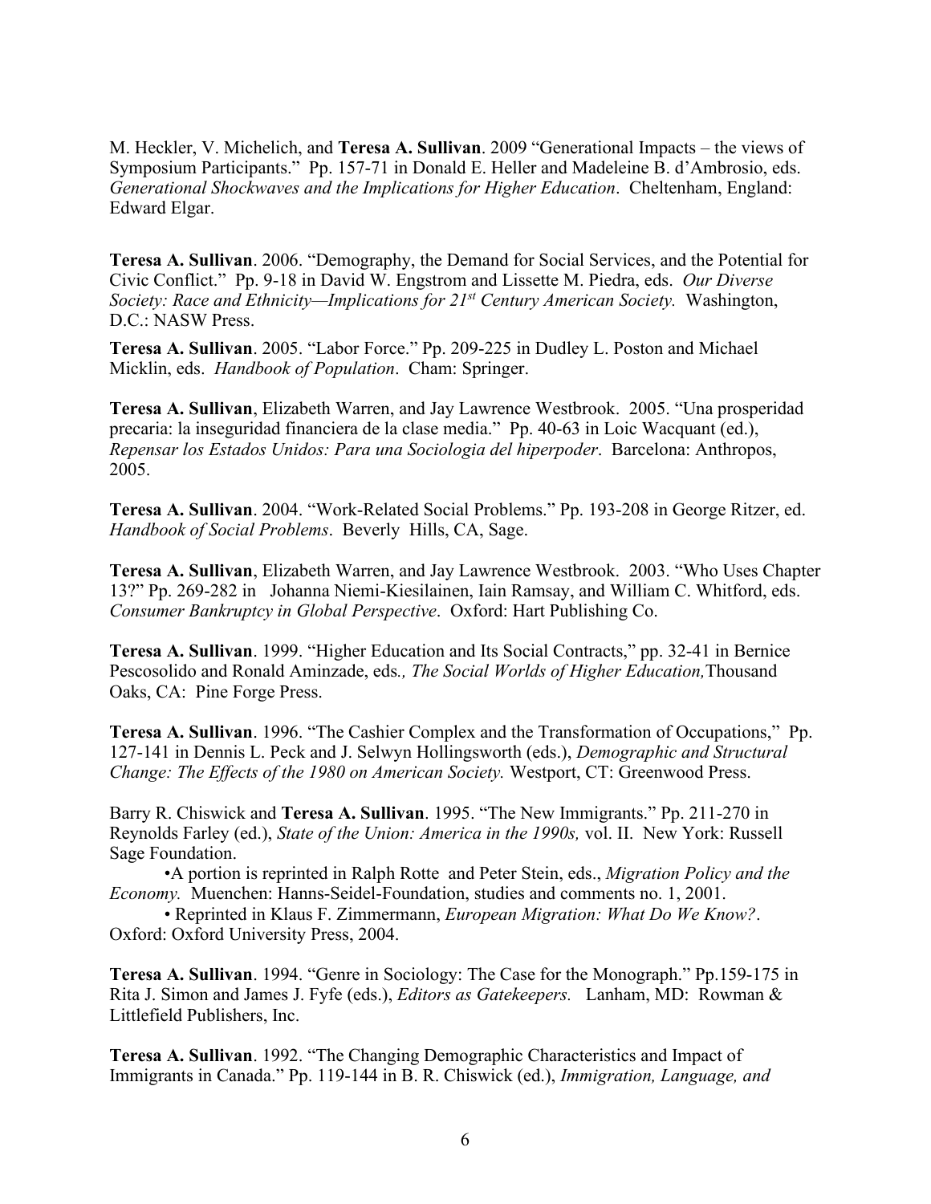M. Heckler, V. Michelich, and **Teresa A. Sullivan**. 2009 "Generational Impacts – the views of Symposium Participants." Pp. 157-71 in Donald E. Heller and Madeleine B. d'Ambrosio, eds. *Generational Shockwaves and the Implications for Higher Education*. Cheltenham, England: Edward Elgar.

**Teresa A. Sullivan**. 2006. "Demography, the Demand for Social Services, and the Potential for Civic Conflict." Pp. 9-18 in David W. Engstrom and Lissette M. Piedra, eds. *Our Diverse Society: Race and Ethnicity—Implications for 21st Century American Society.* Washington, D.C.: NASW Press.

**Teresa A. Sullivan**. 2005. "Labor Force." Pp. 209-225 in Dudley L. Poston and Michael Micklin, eds. *Handbook of Population*. Cham: Springer.

**Teresa A. Sullivan**, Elizabeth Warren, and Jay Lawrence Westbrook. 2005. "Una prosperidad precaria: la inseguridad financiera de la clase media." Pp. 40-63 in Loic Wacquant (ed.), *Repensar los Estados Unidos: Para una Sociologia del hiperpoder*. Barcelona: Anthropos, 2005.

**Teresa A. Sullivan**. 2004. "Work-Related Social Problems." Pp. 193-208 in George Ritzer, ed. *Handbook of Social Problems*. Beverly Hills, CA, Sage.

**Teresa A. Sullivan**, Elizabeth Warren, and Jay Lawrence Westbrook. 2003. "Who Uses Chapter 13?" Pp. 269-282 in Johanna Niemi-Kiesilainen, Iain Ramsay, and William C. Whitford, eds. *Consumer Bankruptcy in Global Perspective*. Oxford: Hart Publishing Co.

**Teresa A. Sullivan**. 1999. "Higher Education and Its Social Contracts," pp. 32-41 in Bernice Pescosolido and Ronald Aminzade, eds*., The Social Worlds of Higher Education,*Thousand Oaks, CA: Pine Forge Press.

**Teresa A. Sullivan**. 1996. "The Cashier Complex and the Transformation of Occupations," Pp. 127-141 in Dennis L. Peck and J. Selwyn Hollingsworth (eds.), *Demographic and Structural Change: The Effects of the 1980 on American Society.* Westport, CT: Greenwood Press.

Barry R. Chiswick and **Teresa A. Sullivan**. 1995. "The New Immigrants." Pp. 211-270 in Reynolds Farley (ed.), *State of the Union: America in the 1990s,* vol. II. New York: Russell Sage Foundation.

- A portion is reprinted in Ralph Rotte and Peter Stein, eds., *Migration Policy and the Economy.* Muenchen: Hanns-Seidel-Foundation, studies and comments no. 1, 2001.
- Reprinted in Klaus F. Zimmermann, *European Migration: What Do We Know?*. Oxford: Oxford University Press, 2004.

**Teresa A. Sullivan**. 1994. "Genre in Sociology: The Case for the Monograph." Pp.159-175 in Rita J. Simon and James J. Fyfe (eds.), *Editors as Gatekeepers.* Lanham, MD: Rowman & Littlefield Publishers, Inc.

**Teresa A. Sullivan**. 1992. "The Changing Demographic Characteristics and Impact of Immigrants in Canada." Pp. 119-144 in B. R. Chiswick (ed.), *Immigration, Language, and*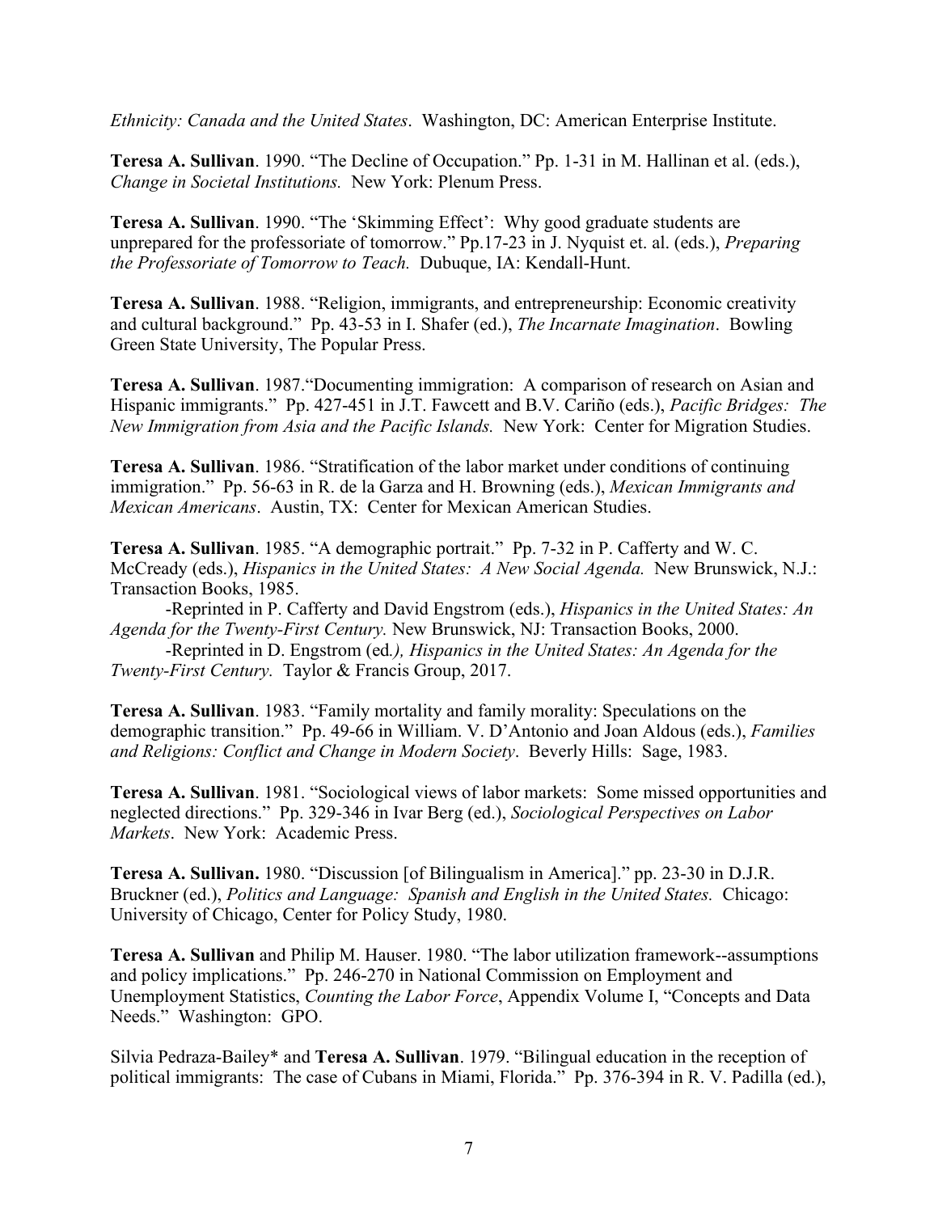*Ethnicity: Canada and the United States*. Washington, DC: American Enterprise Institute.

**Teresa A. Sullivan**. 1990. "The Decline of Occupation." Pp. 1-31 in M. Hallinan et al. (eds.), *Change in Societal Institutions.* New York: Plenum Press.

**Teresa A. Sullivan**. 1990. "The 'Skimming Effect': Why good graduate students are unprepared for the professoriate of tomorrow." Pp.17-23 in J. Nyquist et. al. (eds.), *Preparing the Professoriate of Tomorrow to Teach.* Dubuque, IA: Kendall-Hunt.

**Teresa A. Sullivan**. 1988. "Religion, immigrants, and entrepreneurship: Economic creativity and cultural background." Pp. 43-53 in I. Shafer (ed.), *The Incarnate Imagination*. Bowling Green State University, The Popular Press.

**Teresa A. Sullivan**. 1987."Documenting immigration: A comparison of research on Asian and Hispanic immigrants." Pp. 427-451 in J.T. Fawcett and B.V. Cariño (eds.), *Pacific Bridges: The New Immigration from Asia and the Pacific Islands.* New York: Center for Migration Studies.

**Teresa A. Sullivan**. 1986. "Stratification of the labor market under conditions of continuing immigration." Pp. 56-63 in R. de la Garza and H. Browning (eds.), *Mexican Immigrants and Mexican Americans*. Austin, TX: Center for Mexican American Studies.

**Teresa A. Sullivan**. 1985. "A demographic portrait." Pp. 7-32 in P. Cafferty and W. C. McCready (eds.), *Hispanics in the United States: A New Social Agenda.* New Brunswick, N.J.: Transaction Books, 1985.

-Reprinted in P. Cafferty and David Engstrom (eds.), *Hispanics in the United States: An Agenda for the Twenty-First Century.* New Brunswick, NJ: Transaction Books, 2000.

-Reprinted in D. Engstrom (ed*.), Hispanics in the United States: An Agenda for the Twenty-First Century.* Taylor & Francis Group, 2017.

**Teresa A. Sullivan**. 1983. "Family mortality and family morality: Speculations on the demographic transition." Pp. 49-66 in William. V. D'Antonio and Joan Aldous (eds.), *Families and Religions: Conflict and Change in Modern Society*. Beverly Hills: Sage, 1983.

**Teresa A. Sullivan**. 1981. "Sociological views of labor markets: Some missed opportunities and neglected directions." Pp. 329-346 in Ivar Berg (ed.), *Sociological Perspectives on Labor Markets*. New York: Academic Press.

**Teresa A. Sullivan.** 1980. "Discussion [of Bilingualism in America]." pp. 23-30 in D.J.R. Bruckner (ed.), *Politics and Language: Spanish and English in the United States.* Chicago: University of Chicago, Center for Policy Study, 1980.

**Teresa A. Sullivan** and Philip M. Hauser. 1980. "The labor utilization framework--assumptions and policy implications." Pp. 246-270 in National Commission on Employment and Unemployment Statistics, *Counting the Labor Force*, Appendix Volume I, "Concepts and Data Needs." Washington: GPO.

Silvia Pedraza-Bailey* and **Teresa A. Sullivan**. 1979. "Bilingual education in the reception of political immigrants: The case of Cubans in Miami, Florida." Pp. 376-394 in R. V. Padilla (ed.),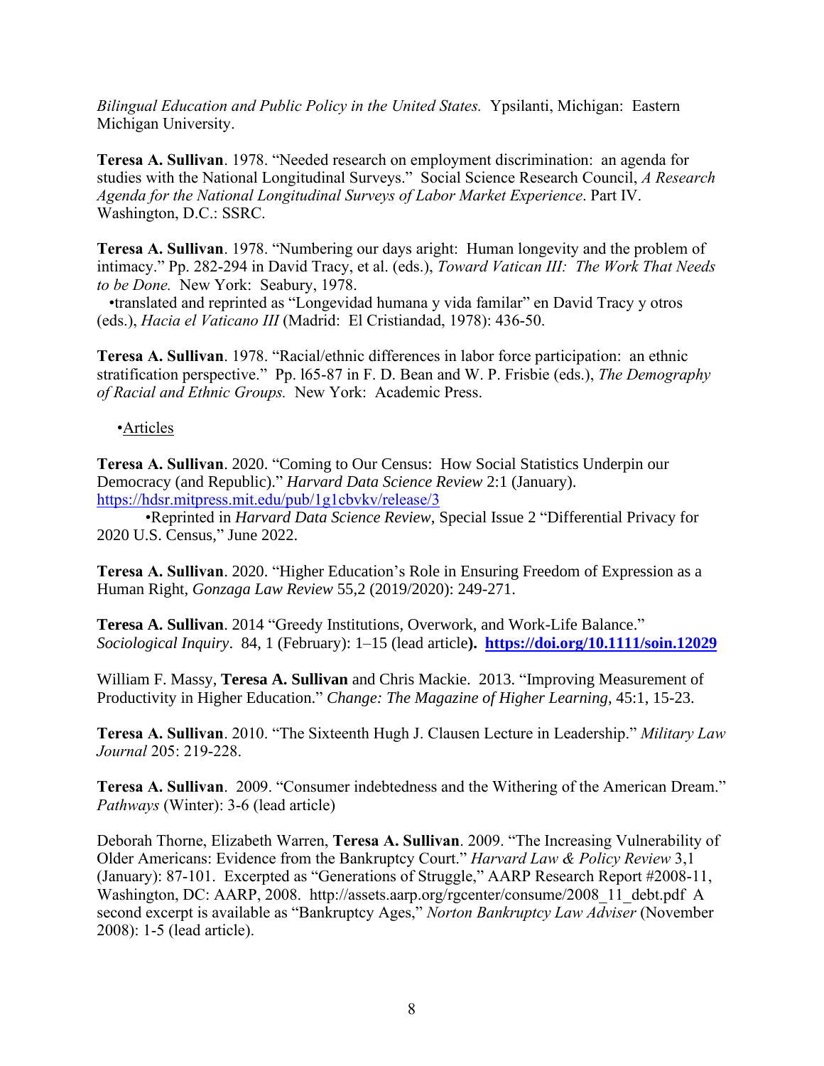*Bilingual Education and Public Policy in the United States.* Ypsilanti, Michigan: Eastern Michigan University.

**Teresa A. Sullivan**. 1978. "Needed research on employment discrimination: an agenda for studies with the National Longitudinal Surveys." Social Science Research Council, *A Research Agenda for the National Longitudinal Surveys of Labor Market Experience*. Part IV. Washington, D.C.: SSRC.

**Teresa A. Sullivan**. 1978. "Numbering our days aright: Human longevity and the problem of intimacy." Pp. 282-294 in David Tracy, et al. (eds.), *Toward Vatican III: The Work That Needs to be Done.* New York: Seabury, 1978.
•translated and reprinted as "Longevidad humana y vida familar" en David Tracy y otros (eds.), *Hacia el Vaticano III* (Madrid: El Cristiandad, 1978): 436-50.

**Teresa A. Sullivan**. 1978. "Racial/ethnic differences in labor force participation: an ethnic stratification perspective." Pp. l65-87 in F. D. Bean and W. P. Frisbie (eds.), *The Demography of Racial and Ethnic Groups.* New York: Academic Press.

•Articles

**Teresa A. Sullivan**. 2020. "Coming to Our Census: How Social Statistics Underpin our Democracy (and Republic)." *Harvard Data Science Review* 2:1 (January). https://hdsr.mitpress.mit.edu/pub/1g1cbvkv/release/3
•Reprinted in *Harvard Data Science Review*, Special Issue 2 "Differential Privacy for 2020 U.S. Census," June 2022.

**Teresa A. Sullivan**. 2020. "Higher Education's Role in Ensuring Freedom of Expression as a Human Right, *Gonzaga Law Review* 55,2 (2019/2020): 249-271.

**Teresa A. Sullivan**. 2014 "Greedy Institutions, Overwork, and Work-Life Balance." *Sociological Inquiry*. 84, 1 (February): 1–15 (lead article**). https://doi.org/10.1111/soin.12029**

William F. Massy, **Teresa A. Sullivan** and Chris Mackie. 2013. "Improving Measurement of Productivity in Higher Education." *Change: The Magazine of Higher Learning*, 45:1, 15-23.

**Teresa A. Sullivan**. 2010. "The Sixteenth Hugh J. Clausen Lecture in Leadership." *Military Law Journal* 205: 219-228.

**Teresa A. Sullivan**. 2009. "Consumer indebtedness and the Withering of the American Dream." *Pathways* (Winter): 3-6 (lead article)

Deborah Thorne, Elizabeth Warren, **Teresa A. Sullivan**. 2009. "The Increasing Vulnerability of Older Americans: Evidence from the Bankruptcy Court." *Harvard Law & Policy Review* 3,1 (January): 87-101. Excerpted as "Generations of Struggle," AARP Research Report #2008-11, Washington, DC: AARP, 2008. http://assets.aarp.org/rgcenter/consume/2008_11_debt.pdf A second excerpt is available as "Bankruptcy Ages," *Norton Bankruptcy Law Adviser* (November 2008): 1-5 (lead article).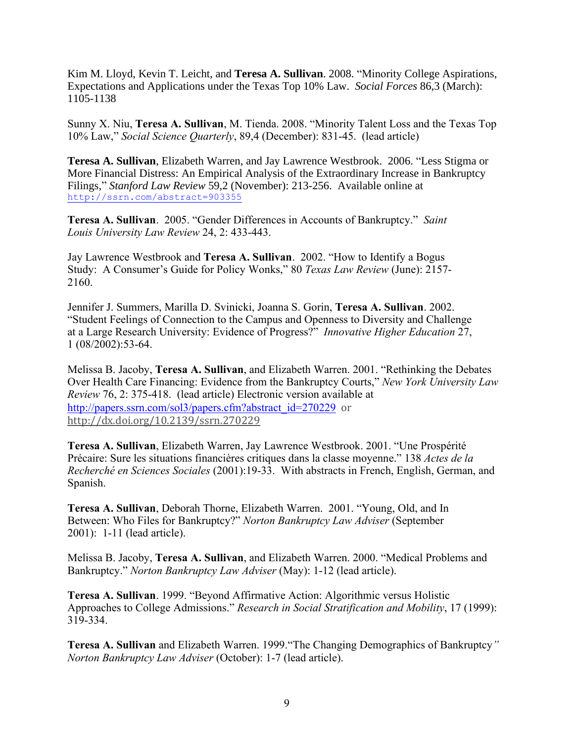Kim M. Lloyd, Kevin T. Leicht, and **Teresa A. Sullivan**. 2008. "Minority College Aspirations, Expectations and Applications under the Texas Top 10% Law. *Social Forces* 86,3 (March): 1105-1138

Sunny X. Niu, **Teresa A. Sullivan**, M. Tienda. 2008. "Minority Talent Loss and the Texas Top 10% Law," *Social Science Quarterly*, 89,4 (December): 831-45. (lead article)

**Teresa A. Sullivan**, Elizabeth Warren, and Jay Lawrence Westbrook. 2006. "Less Stigma or More Financial Distress: An Empirical Analysis of the Extraordinary Increase in Bankruptcy Filings," *Stanford Law Review* 59,2 (November): 213-256. Available online at http://ssrn.com/abstract=903355

**Teresa A. Sullivan**. 2005. "Gender Differences in Accounts of Bankruptcy." *Saint Louis University Law Review* 24, 2: 433-443.

Jay Lawrence Westbrook and **Teresa A. Sullivan**. 2002. "How to Identify a Bogus Study: A Consumer's Guide for Policy Wonks," 80 *Texas Law Review* (June): 2157-2160.

Jennifer J. Summers, Marilla D. Svinicki, Joanna S. Gorin, **Teresa A. Sullivan**. 2002. "Student Feelings of Connection to the Campus and Openness to Diversity and Challenge at a Large Research University: Evidence of Progress?" *Innovative Higher Education* 27, 1 (08/2002):53-64.

Melissa B. Jacoby, **Teresa A. Sullivan**, and Elizabeth Warren. 2001. "Rethinking the Debates Over Health Care Financing: Evidence from the Bankruptcy Courts," *New York University Law Review* 76, 2: 375-418. (lead article) Electronic version available at http://papers.ssrn.com/sol3/papers.cfm?abstract_id=270229 or http://dx.doi.org/10.2139/ssrn.270229

**Teresa A. Sullivan**, Elizabeth Warren, Jay Lawrence Westbrook. 2001. "Une Prospérité Précaire: Sure les situations financières critiques dans la classe moyenne." 138 *Actes de la Recherché en Sciences Sociales* (2001):19-33. With abstracts in French, English, German, and Spanish.

**Teresa A. Sullivan**, Deborah Thorne, Elizabeth Warren. 2001. "Young, Old, and In Between: Who Files for Bankruptcy?" *Norton Bankruptcy Law Adviser* (September 2001): 1-11 (lead article).

Melissa B. Jacoby, **Teresa A. Sullivan**, and Elizabeth Warren. 2000. "Medical Problems and Bankruptcy." *Norton Bankruptcy Law Adviser* (May): 1-12 (lead article).

**Teresa A. Sullivan**. 1999. "Beyond Affirmative Action: Algorithmic versus Holistic Approaches to College Admissions." *Research in Social Stratification and Mobility*, 17 (1999): 319-334.

**Teresa A. Sullivan** and Elizabeth Warren. 1999."The Changing Demographics of Bankruptcy" *Norton Bankruptcy Law Adviser* (October): 1-7 (lead article).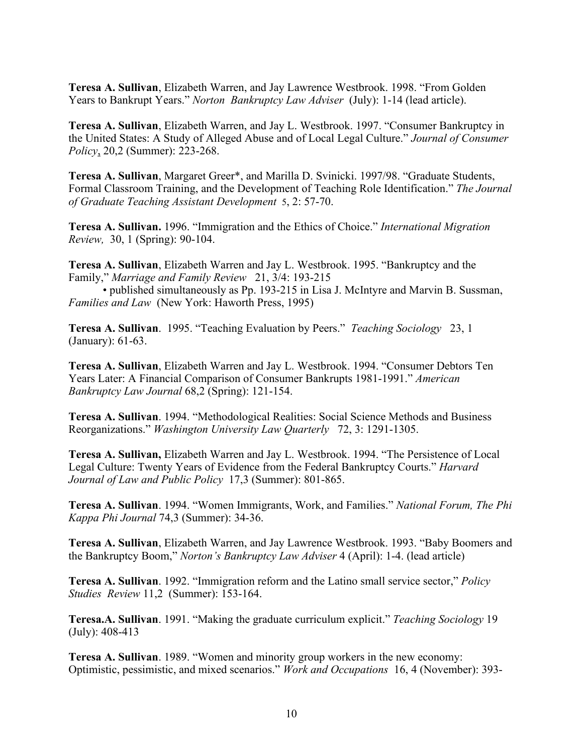**Teresa A. Sullivan**, Elizabeth Warren, and Jay Lawrence Westbrook. 1998. "From Golden Years to Bankrupt Years." *Norton Bankruptcy Law Adviser* (July): 1-14 (lead article).

**Teresa A. Sullivan**, Elizabeth Warren, and Jay L. Westbrook. 1997. "Consumer Bankruptcy in the United States: A Study of Alleged Abuse and of Local Legal Culture." *Journal of Consumer Policy*, 20,2 (Summer): 223-268.

**Teresa A. Sullivan**, Margaret Greer*, and Marilla D. Svinicki. 1997/98. "Graduate Students, Formal Classroom Training, and the Development of Teaching Role Identification." *The Journal of Graduate Teaching Assistant Development* 5, 2: 57-70.

**Teresa A. Sullivan.** 1996. "Immigration and the Ethics of Choice." *International Migration Review,* 30, 1 (Spring): 90-104.

**Teresa A. Sullivan**, Elizabeth Warren and Jay L. Westbrook. 1995. "Bankruptcy and the Family," *Marriage and Family Review* 21, 3/4: 193-215
- published simultaneously as Pp. 193-215 in Lisa J. McIntyre and Marvin B. Sussman, *Families and Law* (New York: Haworth Press, 1995)

**Teresa A. Sullivan**. 1995. "Teaching Evaluation by Peers." *Teaching Sociology* 23, 1 (January): 61-63.

**Teresa A. Sullivan**, Elizabeth Warren and Jay L. Westbrook. 1994. "Consumer Debtors Ten Years Later: A Financial Comparison of Consumer Bankrupts 1981-1991." *American Bankruptcy Law Journal* 68,2 (Spring): 121-154.

**Teresa A. Sullivan**. 1994. "Methodological Realities: Social Science Methods and Business Reorganizations." *Washington University Law Quarterly* 72, 3: 1291-1305.

**Teresa A. Sullivan,** Elizabeth Warren and Jay L. Westbrook. 1994. "The Persistence of Local Legal Culture: Twenty Years of Evidence from the Federal Bankruptcy Courts." *Harvard Journal of Law and Public Policy* 17,3 (Summer): 801-865.

**Teresa A. Sullivan**. 1994. "Women Immigrants, Work, and Families." *National Forum, The Phi Kappa Phi Journal* 74,3 (Summer): 34-36.

**Teresa A. Sullivan**, Elizabeth Warren, and Jay Lawrence Westbrook. 1993. "Baby Boomers and the Bankruptcy Boom," *Norton's Bankruptcy Law Adviser* 4 (April): 1-4. (lead article)

**Teresa A. Sullivan**. 1992. "Immigration reform and the Latino small service sector," *Policy Studies Review* 11,2 (Summer): 153-164.

**Teresa.A. Sullivan**. 1991. "Making the graduate curriculum explicit." *Teaching Sociology* 19 (July): 408-413

**Teresa A. Sullivan**. 1989. "Women and minority group workers in the new economy: Optimistic, pessimistic, and mixed scenarios." *Work and Occupations* 16, 4 (November): 393-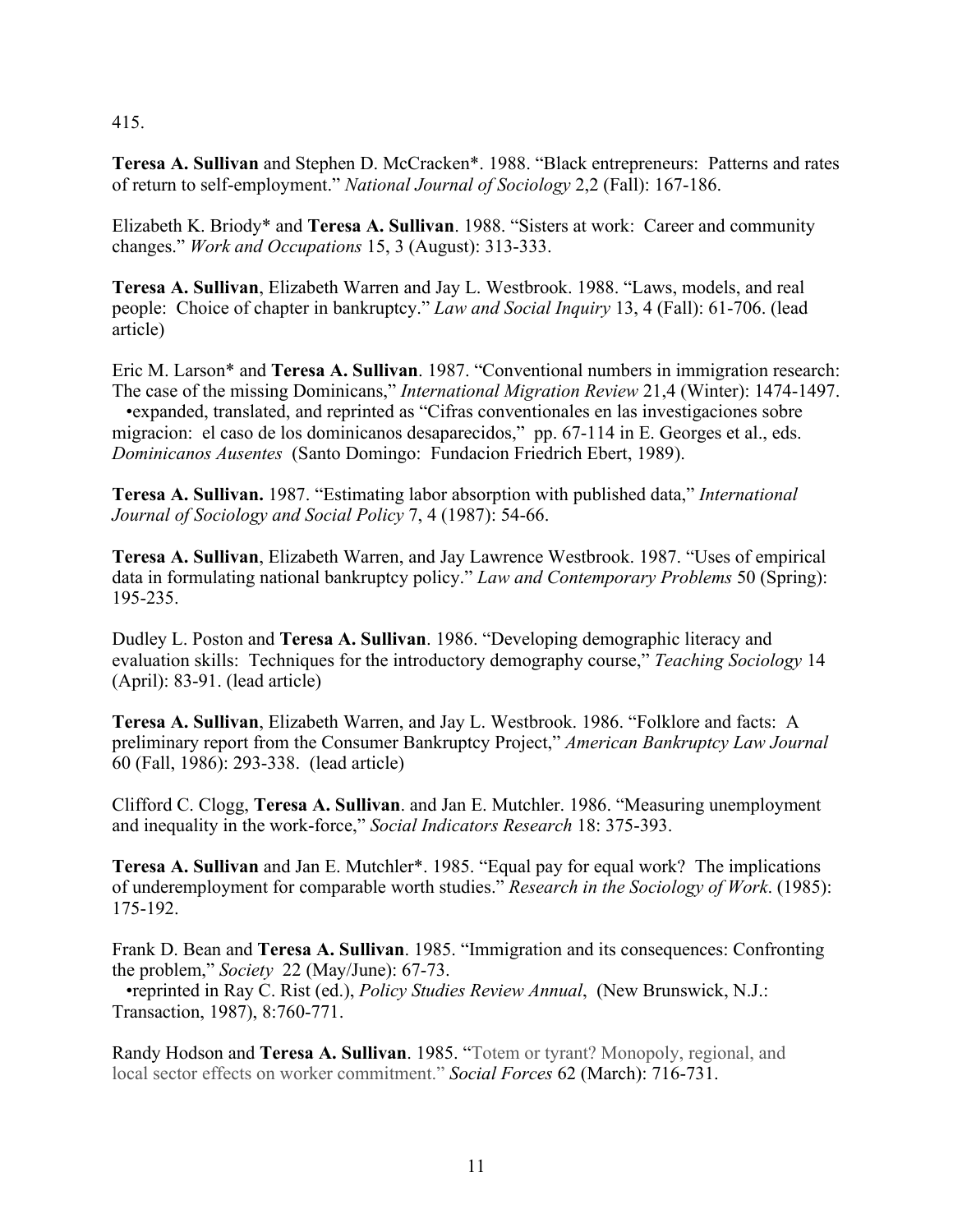415.

**Teresa A. Sullivan** and Stephen D. McCracken*. 1988. "Black entrepreneurs: Patterns and rates of return to self-employment." *National Journal of Sociology* 2,2 (Fall): 167-186.

Elizabeth K. Briody* and **Teresa A. Sullivan**. 1988. "Sisters at work: Career and community changes." *Work and Occupations* 15, 3 (August): 313-333.

**Teresa A. Sullivan**, Elizabeth Warren and Jay L. Westbrook. 1988. "Laws, models, and real people: Choice of chapter in bankruptcy." *Law and Social Inquiry* 13, 4 (Fall): 61-706. (lead article)

Eric M. Larson* and **Teresa A. Sullivan**. 1987. "Conventional numbers in immigration research: The case of the missing Dominicans," *International Migration Review* 21,4 (Winter): 1474-1497.
•expanded, translated, and reprinted as "Cifras conventionales en las investigaciones sobre migracion: el caso de los dominicanos desaparecidos," pp. 67-114 in E. Georges et al., eds. *Dominicanos Ausentes* (Santo Domingo: Fundacion Friedrich Ebert, 1989).

**Teresa A. Sullivan.** 1987. "Estimating labor absorption with published data," *International Journal of Sociology and Social Policy* 7, 4 (1987): 54-66.

**Teresa A. Sullivan**, Elizabeth Warren, and Jay Lawrence Westbrook. 1987. "Uses of empirical data in formulating national bankruptcy policy." *Law and Contemporary Problems* 50 (Spring): 195-235.

Dudley L. Poston and **Teresa A. Sullivan**. 1986. "Developing demographic literacy and evaluation skills: Techniques for the introductory demography course," *Teaching Sociology* 14 (April): 83-91. (lead article)

**Teresa A. Sullivan**, Elizabeth Warren, and Jay L. Westbrook. 1986. "Folklore and facts: A preliminary report from the Consumer Bankruptcy Project," *American Bankruptcy Law Journal* 60 (Fall, 1986): 293-338. (lead article)

Clifford C. Clogg, **Teresa A. Sullivan**. and Jan E. Mutchler. 1986. "Measuring unemployment and inequality in the work-force," *Social Indicators Research* 18: 375-393.

**Teresa A. Sullivan** and Jan E. Mutchler*. 1985. "Equal pay for equal work? The implications of underemployment for comparable worth studies." *Research in the Sociology of Work*. (1985): 175-192.

Frank D. Bean and **Teresa A. Sullivan**. 1985. "Immigration and its consequences: Confronting the problem," *Society* 22 (May/June): 67-73.
•reprinted in Ray C. Rist (ed.), *Policy Studies Review Annual*, (New Brunswick, N.J.: Transaction, 1987), 8:760-771.

Randy Hodson and **Teresa A. Sullivan**. 1985. "Totem or tyrant? Monopoly, regional, and local sector effects on worker commitment." *Social Forces* 62 (March): 716-731.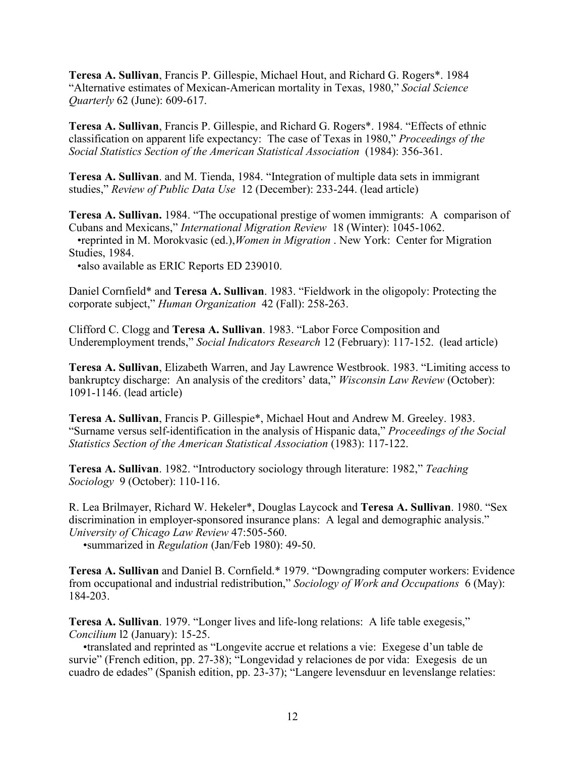**Teresa A. Sullivan**, Francis P. Gillespie, Michael Hout, and Richard G. Rogers*. 1984 "Alternative estimates of Mexican-American mortality in Texas, 1980," *Social Science Quarterly* 62 (June): 609-617.

**Teresa A. Sullivan**, Francis P. Gillespie, and Richard G. Rogers*. 1984. "Effects of ethnic classification on apparent life expectancy: The case of Texas in 1980," *Proceedings of the Social Statistics Section of the American Statistical Association* (1984): 356-361.

**Teresa A. Sullivan**. and M. Tienda, 1984. "Integration of multiple data sets in immigrant studies," *Review of Public Data Use* 12 (December): 233-244. (lead article)

**Teresa A. Sullivan.** 1984. "The occupational prestige of women immigrants: A comparison of Cubans and Mexicans," *International Migration Review* 18 (Winter): 1045-1062.
- reprinted in M. Morokvasic (ed.), *Women in Migration*. New York: Center for Migration Studies, 1984.
- also available as ERIC Reports ED 239010.

Daniel Cornfield* and **Teresa A. Sullivan**. 1983. "Fieldwork in the oligopoly: Protecting the corporate subject," *Human Organization* 42 (Fall): 258-263.

Clifford C. Clogg and **Teresa A. Sullivan**. 1983. "Labor Force Composition and Underemployment trends," *Social Indicators Research* 12 (February): 117-152. (lead article)

**Teresa A. Sullivan**, Elizabeth Warren, and Jay Lawrence Westbrook. 1983. "Limiting access to bankruptcy discharge: An analysis of the creditors' data," *Wisconsin Law Review* (October): 1091-1146. (lead article)

**Teresa A. Sullivan**, Francis P. Gillespie*, Michael Hout and Andrew M. Greeley. 1983. "Surname versus self-identification in the analysis of Hispanic data," *Proceedings of the Social Statistics Section of the American Statistical Association* (1983): 117-122.

**Teresa A. Sullivan**. 1982. "Introductory sociology through literature: 1982," *Teaching Sociology* 9 (October): 110-116.

R. Lea Brilmayer, Richard W. Hekeler*, Douglas Laycock and **Teresa A. Sullivan**. 1980. "Sex discrimination in employer-sponsored insurance plans: A legal and demographic analysis." *University of Chicago Law Review* 47:505-560.
- summarized in *Regulation* (Jan/Feb 1980): 49-50.

**Teresa A. Sullivan** and Daniel B. Cornfield.* 1979. "Downgrading computer workers: Evidence from occupational and industrial redistribution," *Sociology of Work and Occupations* 6 (May): 184-203.

**Teresa A. Sullivan**. 1979. "Longer lives and life-long relations: A life table exegesis," *Concilium* l2 (January): 15-25.
- translated and reprinted as "Longevite accrue et relations a vie: Exegese d'un table de survie" (French edition, pp. 27-38); "Longevidad y relaciones de por vida: Exegesis de un cuadro de edades" (Spanish edition, pp. 23-37); "Langere levensduur en levenslange relaties: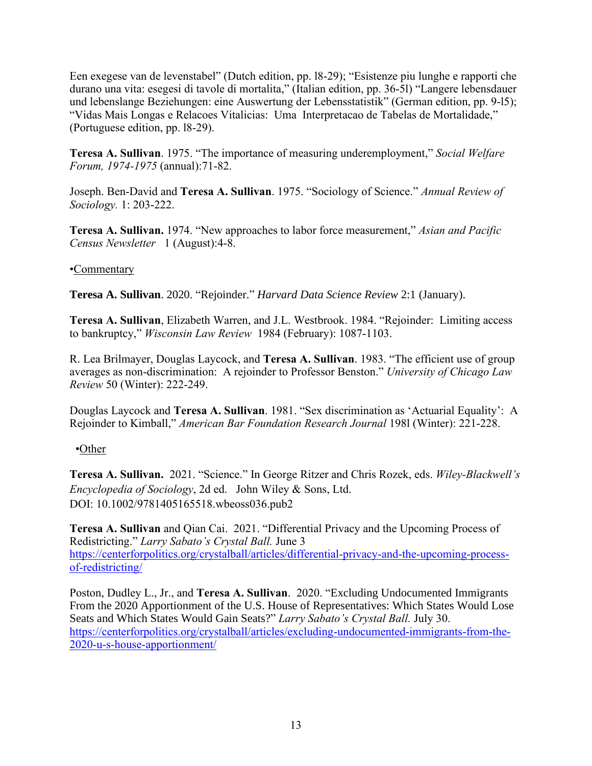Een exegese van de levenstabel" (Dutch edition, pp. l8-29); "Esistenze piu lunghe e rapporti che durano una vita: esegesi di tavole di mortalita," (Italian edition, pp. 36-5l) "Langere lebensdauer und lebenslange Beziehungen: eine Auswertung der Lebensstatistik" (German edition, pp. 9-l5); "Vidas Mais Longas e Relacoes Vitalicias: Uma Interpretacao de Tabelas de Mortalidade," (Portuguese edition, pp. l8-29).

**Teresa A. Sullivan**. 1975. "The importance of measuring underemployment," *Social Welfare Forum, 1974-1975* (annual):71-82.

Joseph. Ben-David and **Teresa A. Sullivan**. 1975. "Sociology of Science." *Annual Review of Sociology.* 1: 203-222.

**Teresa A. Sullivan.** 1974. "New approaches to labor force measurement," *Asian and Pacific Census Newsletter* 1 (August):4-8.

•Commentary

**Teresa A. Sullivan**. 2020. "Rejoinder." *Harvard Data Science Review* 2:1 (January).

**Teresa A. Sullivan**, Elizabeth Warren, and J.L. Westbrook. 1984. "Rejoinder: Limiting access to bankruptcy," *Wisconsin Law Review* 1984 (February): 1087-1103.

R. Lea Brilmayer, Douglas Laycock, and **Teresa A. Sullivan**. 1983. "The efficient use of group averages as non-discrimination: A rejoinder to Professor Benston." *University of Chicago Law Review* 50 (Winter): 222-249.

Douglas Laycock and **Teresa A. Sullivan**. 1981. "Sex discrimination as 'Actuarial Equality': A Rejoinder to Kimball," *American Bar Foundation Research Journal* 198l (Winter): 221-228.

•Other

**Teresa A. Sullivan.** 2021. "Science." In George Ritzer and Chris Rozek, eds. *Wiley-Blackwell's Encyclopedia of Sociology*, 2d ed. John Wiley & Sons, Ltd.
DOI: 10.1002/9781405165518.wbeoss036.pub2

**Teresa A. Sullivan** and Qian Cai. 2021. "Differential Privacy and the Upcoming Process of Redistricting." *Larry Sabato's Crystal Ball.* June 3
https://centerforpolitics.org/crystalball/articles/differential-privacy-and-the-upcoming-process-of-redistricting/

Poston, Dudley L., Jr., and **Teresa A. Sullivan**. 2020. "Excluding Undocumented Immigrants From the 2020 Apportionment of the U.S. House of Representatives: Which States Would Lose Seats and Which States Would Gain Seats?" *Larry Sabato's Crystal Ball.* July 30.
https://centerforpolitics.org/crystalball/articles/excluding-undocumented-immigrants-from-the-2020-u-s-house-apportionment/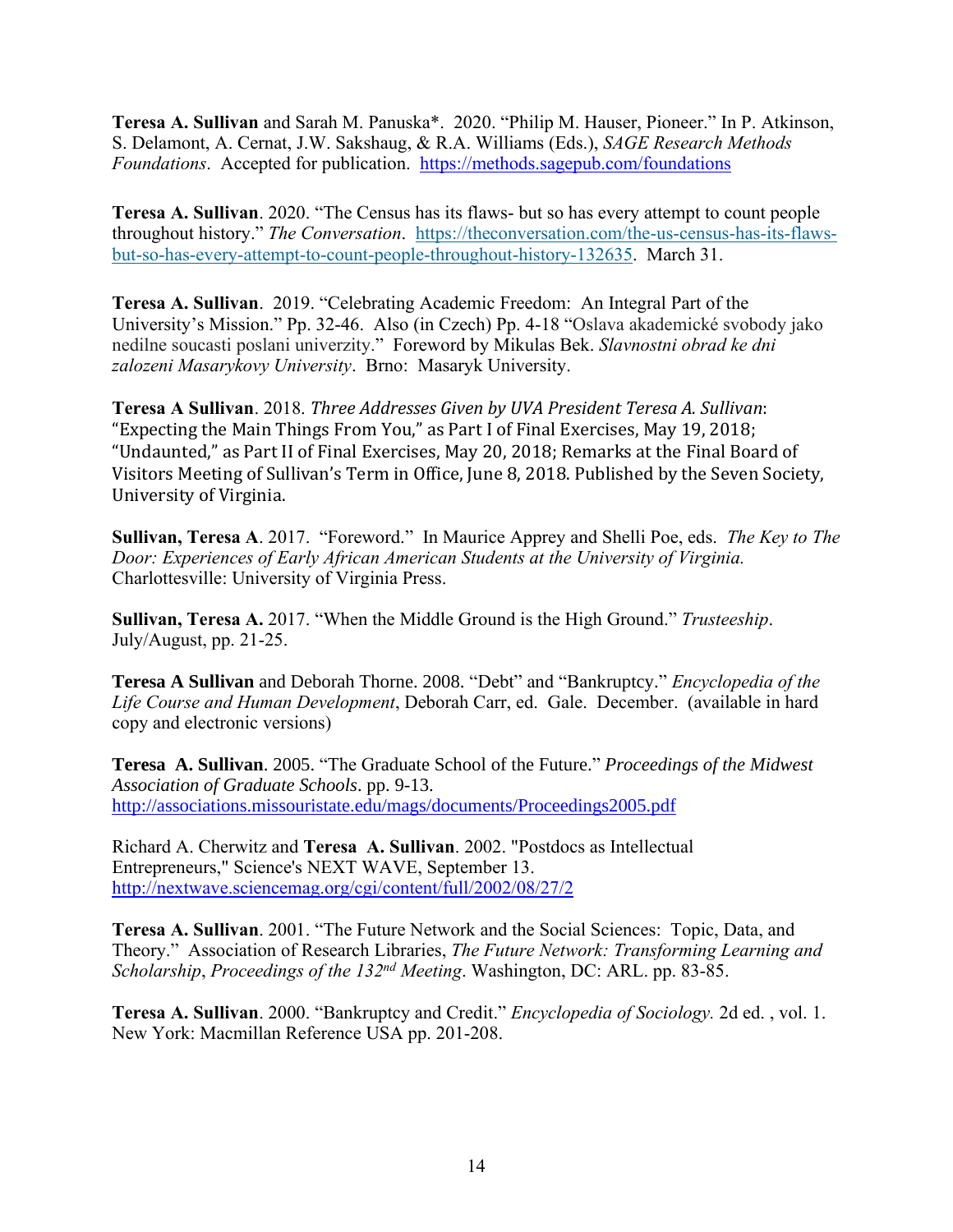**Teresa A. Sullivan** and Sarah M. Panuska*. 2020. “Philip M. Hauser, Pioneer.” In P. Atkinson, S. Delamont, A. Cernat, J.W. Sakshaug, & R.A. Williams (Eds.), *SAGE Research Methods Foundations*. Accepted for publication. https://methods.sagepub.com/foundations

**Teresa A. Sullivan**. 2020. “The Census has its flaws- but so has every attempt to count people throughout history.” *The Conversation*. https://theconversation.com/the-us-census-has-its-flaws-but-so-has-every-attempt-to-count-people-throughout-history-132635. March 31.

**Teresa A. Sullivan**. 2019. “Celebrating Academic Freedom: An Integral Part of the University’s Mission.” Pp. 32-46. Also (in Czech) Pp. 4-18 “Oslava akademické svobody jako nedilne soucasti poslani univerzity.” Foreword by Mikulas Bek. *Slavnostni obrad ke dni zalozeni Masarykovy University*. Brno: Masaryk University.

**Teresa A Sullivan**. 2018. *Three Addresses Given by UVA President Teresa A. Sullivan*: “Expecting the Main Things From You,” as Part I of Final Exercises, May 19, 2018; “Undaunted,” as Part II of Final Exercises, May 20, 2018; Remarks at the Final Board of Visitors Meeting of Sullivan’s Term in Office, June 8, 2018. Published by the Seven Society, University of Virginia.

**Sullivan, Teresa A**. 2017. “Foreword.” In Maurice Apprey and Shelli Poe, eds. *The Key to The Door: Experiences of Early African American Students at the University of Virginia.* Charlottesville: University of Virginia Press.

**Sullivan, Teresa A.** 2017. “When the Middle Ground is the High Ground.” *Trusteeship*. July/August, pp. 21-25.

**Teresa A Sullivan** and Deborah Thorne. 2008. “Debt” and “Bankruptcy.” *Encyclopedia of the Life Course and Human Development*, Deborah Carr, ed. Gale. December. (available in hard copy and electronic versions)

**Teresa A. Sullivan**. 2005. “The Graduate School of the Future.” *Proceedings of the Midwest Association of Graduate Schools*. pp. 9-13. http://associations.missouristate.edu/mags/documents/Proceedings2005.pdf

Richard A. Cherwitz and **Teresa A. Sullivan**. 2002. "Postdocs as Intellectual Entrepreneurs," Science's NEXT WAVE, September 13. http://nextwave.sciencemag.org/cgi/content/full/2002/08/27/2

**Teresa A. Sullivan**. 2001. “The Future Network and the Social Sciences: Topic, Data, and Theory.” Association of Research Libraries, *The Future Network: Transforming Learning and Scholarship*, *Proceedings of the 132nd Meeting*. Washington, DC: ARL. pp. 83-85.

**Teresa A. Sullivan**. 2000. “Bankruptcy and Credit.” *Encyclopedia of Sociology.* 2d ed. , vol. 1. New York: Macmillan Reference USA pp. 201-208.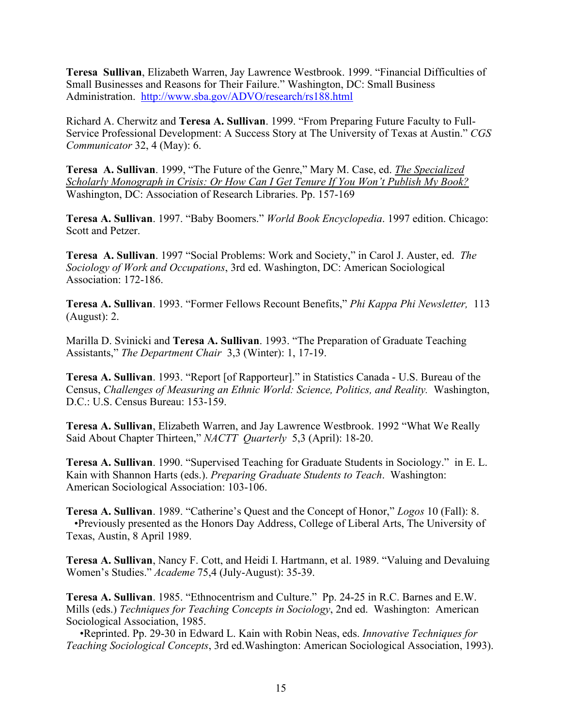**Teresa Sullivan**, Elizabeth Warren, Jay Lawrence Westbrook. 1999. "Financial Difficulties of Small Businesses and Reasons for Their Failure." Washington, DC: Small Business Administration. http://www.sba.gov/ADVO/research/rs188.html

Richard A. Cherwitz and **Teresa A. Sullivan**. 1999. "From Preparing Future Faculty to Full-Service Professional Development: A Success Story at The University of Texas at Austin." *CGS Communicator* 32, 4 (May): 6.

**Teresa A. Sullivan**. 1999, "The Future of the Genre," Mary M. Case, ed. *The Specialized Scholarly Monograph in Crisis: Or How Can I Get Tenure If You Won't Publish My Book?* Washington, DC: Association of Research Libraries. Pp. 157-169

**Teresa A. Sullivan**. 1997. "Baby Boomers." *World Book Encyclopedia*. 1997 edition. Chicago: Scott and Petzer.

**Teresa A. Sullivan**. 1997 "Social Problems: Work and Society," in Carol J. Auster, ed. *The Sociology of Work and Occupations*, 3rd ed. Washington, DC: American Sociological Association: 172-186.

**Teresa A. Sullivan**. 1993. "Former Fellows Recount Benefits," *Phi Kappa Phi Newsletter,* 113 (August): 2.

Marilla D. Svinicki and **Teresa A. Sullivan**. 1993. "The Preparation of Graduate Teaching Assistants," *The Department Chair* 3,3 (Winter): 1, 17-19.

**Teresa A. Sullivan**. 1993. "Report [of Rapporteur]." in Statistics Canada - U.S. Bureau of the Census, *Challenges of Measuring an Ethnic World: Science, Politics, and Reality.* Washington, D.C.: U.S. Census Bureau: 153-159.

**Teresa A. Sullivan**, Elizabeth Warren, and Jay Lawrence Westbrook. 1992 "What We Really Said About Chapter Thirteen," *NACTT Quarterly* 5,3 (April): 18-20.

**Teresa A. Sullivan**. 1990. "Supervised Teaching for Graduate Students in Sociology." in E. L. Kain with Shannon Harts (eds.). *Preparing Graduate Students to Teach*. Washington: American Sociological Association: 103-106.

**Teresa A. Sullivan**. 1989. "Catherine's Quest and the Concept of Honor," *Logos* 10 (Fall): 8.
•Previously presented as the Honors Day Address, College of Liberal Arts, The University of Texas, Austin, 8 April 1989.

**Teresa A. Sullivan**, Nancy F. Cott, and Heidi I. Hartmann, et al. 1989. "Valuing and Devaluing Women's Studies." *Academe* 75,4 (July-August): 35-39.

**Teresa A. Sullivan**. 1985. "Ethnocentrism and Culture." Pp. 24-25 in R.C. Barnes and E.W. Mills (eds.) *Techniques for Teaching Concepts in Sociology*, 2nd ed. Washington: American Sociological Association, 1985.
•Reprinted. Pp. 29-30 in Edward L. Kain with Robin Neas, eds. *Innovative Techniques for Teaching Sociological Concepts*, 3rd ed.Washington: American Sociological Association, 1993).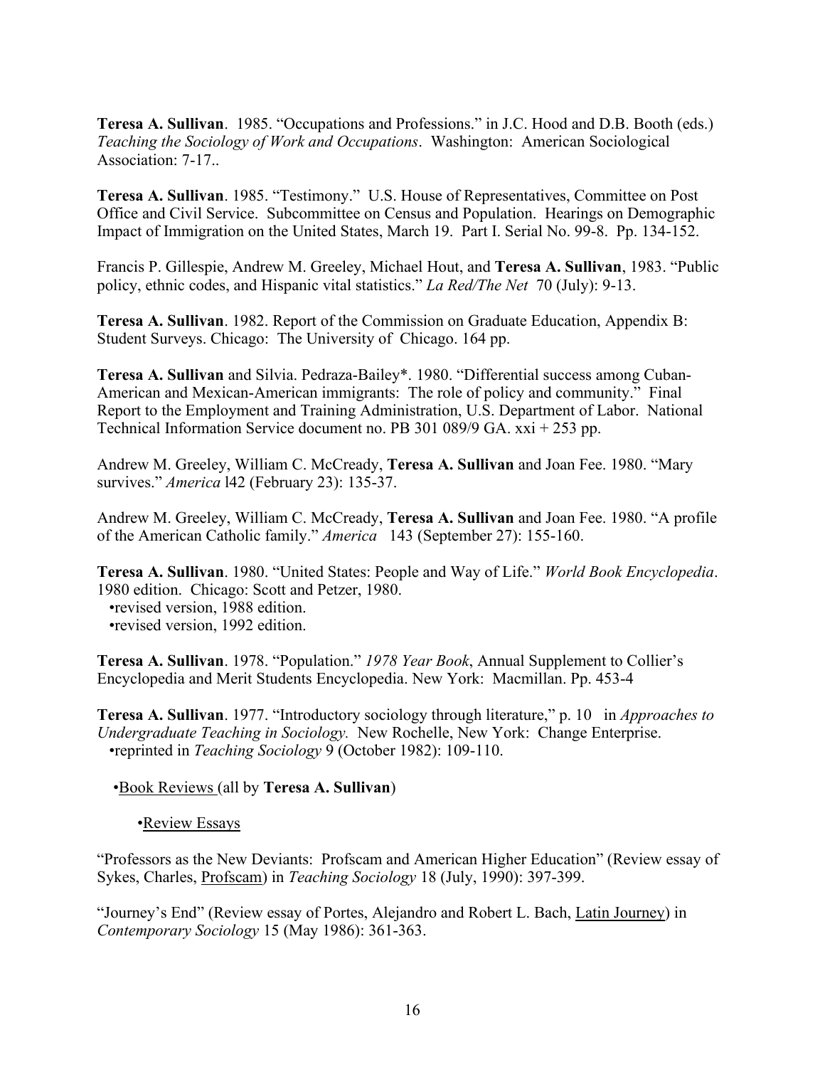**Teresa A. Sullivan**. 1985. "Occupations and Professions." in J.C. Hood and D.B. Booth (eds.) *Teaching the Sociology of Work and Occupations*. Washington: American Sociological Association: 7-17..

**Teresa A. Sullivan**. 1985. "Testimony." U.S. House of Representatives, Committee on Post Office and Civil Service. Subcommittee on Census and Population. Hearings on Demographic Impact of Immigration on the United States, March 19. Part I. Serial No. 99-8. Pp. 134-152.

Francis P. Gillespie, Andrew M. Greeley, Michael Hout, and **Teresa A. Sullivan**, 1983. "Public policy, ethnic codes, and Hispanic vital statistics." *La Red/The Net* 70 (July): 9-13.

**Teresa A. Sullivan**. 1982. Report of the Commission on Graduate Education, Appendix B: Student Surveys. Chicago: The University of Chicago. 164 pp.

**Teresa A. Sullivan** and Silvia. Pedraza-Bailey*. 1980. "Differential success among Cuban-American and Mexican-American immigrants: The role of policy and community." Final Report to the Employment and Training Administration, U.S. Department of Labor. National Technical Information Service document no. PB 301 089/9 GA. xxi + 253 pp.

Andrew M. Greeley, William C. McCready, **Teresa A. Sullivan** and Joan Fee. 1980. "Mary survives." *America* l42 (February 23): 135-37.

Andrew M. Greeley, William C. McCready, **Teresa A. Sullivan** and Joan Fee. 1980. "A profile of the American Catholic family." *America* 143 (September 27): 155-160.

**Teresa A. Sullivan**. 1980. "United States: People and Way of Life." *World Book Encyclopedia*. 1980 edition. Chicago: Scott and Petzer, 1980.
- •revised version, 1988 edition.
- •revised version, 1992 edition.

**Teresa A. Sullivan**. 1978. "Population." *1978 Year Book*, Annual Supplement to Collier's Encyclopedia and Merit Students Encyclopedia. New York: Macmillan. Pp. 453-4

**Teresa A. Sullivan**. 1977. "Introductory sociology through literature," p. 10 in *Approaches to Undergraduate Teaching in Sociology.* New Rochelle, New York: Change Enterprise.
- •reprinted in *Teaching Sociology* 9 (October 1982): 109-110.

•Book Reviews (all by **Teresa A. Sullivan**)

•Review Essays

"Professors as the New Deviants: Profscam and American Higher Education" (Review essay of Sykes, Charles, Profscam) in *Teaching Sociology* 18 (July, 1990): 397-399.

"Journey's End" (Review essay of Portes, Alejandro and Robert L. Bach, Latin Journey) in *Contemporary Sociology* 15 (May 1986): 361-363.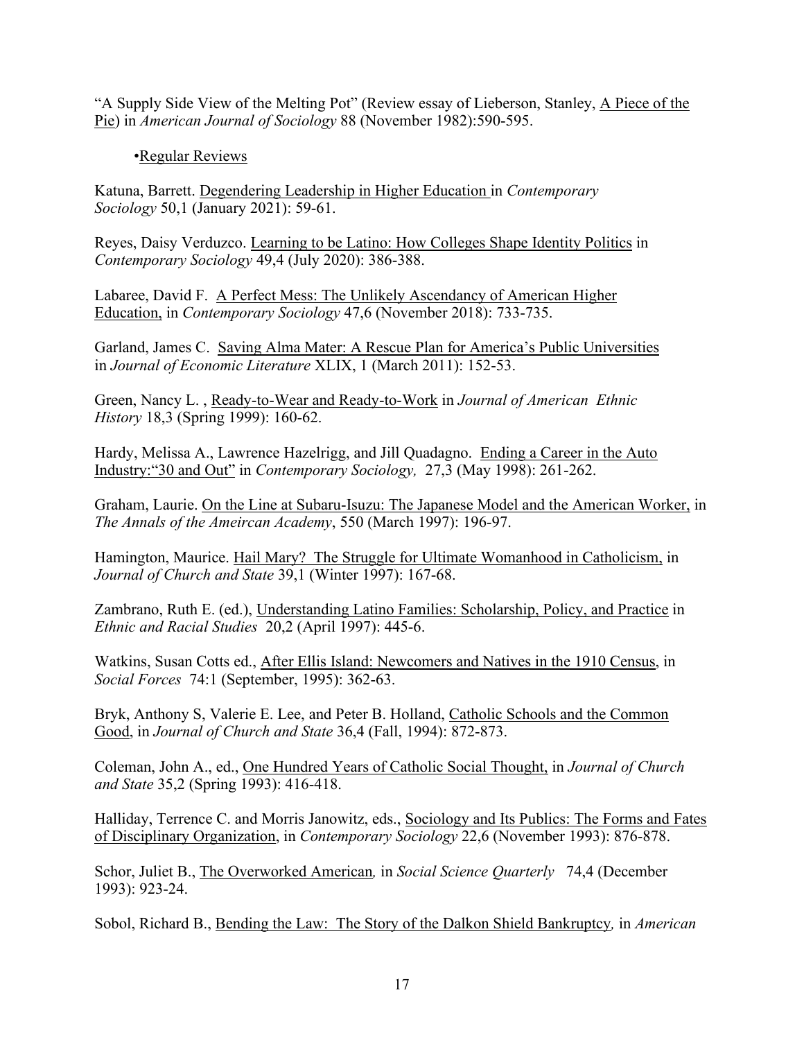"A Supply Side View of the Melting Pot" (Review essay of Lieberson, Stanley, <u>A Piece of the Pie</u>) in *American Journal of Sociology* 88 (November 1982):590-595.

•<u>Regular Reviews</u>

Katuna, Barrett. <u>Degendering Leadership in Higher Education</u> in *Contemporary Sociology* 50,1 (January 2021): 59-61.

Reyes, Daisy Verduzco. <u>Learning to be Latino: How Colleges Shape Identity Politics</u> in *Contemporary Sociology* 49,4 (July 2020): 386-388.

Labaree, David F. <u>A Perfect Mess: The Unlikely Ascendancy of American Higher Education,</u> in *Contemporary Sociology* 47,6 (November 2018): 733-735.

Garland, James C. <u>Saving Alma Mater: A Rescue Plan for America's Public Universities</u> in *Journal of Economic Literature* XLIX, 1 (March 2011): 152-53.

Green, Nancy L. , <u>Ready-to-Wear and Ready-to-Work</u> in *Journal of American Ethnic History* 18,3 (Spring 1999): 160-62.

Hardy, Melissa A., Lawrence Hazelrigg, and Jill Quadagno. <u>Ending a Career in the Auto Industry:"30 and Out"</u> in *Contemporary Sociology,* 27,3 (May 1998): 261-262.

Graham, Laurie. <u>On the Line at Subaru-Isuzu: The Japanese Model and the American Worker,</u> in *The Annals of the Ameircan Academy*, 550 (March 1997): 196-97.

Hamington, Maurice. <u>Hail Mary? The Struggle for Ultimate Womanhood in Catholicism,</u> in *Journal of Church and State* 39,1 (Winter 1997): 167-68.

Zambrano, Ruth E. (ed.), <u>Understanding Latino Families: Scholarship, Policy, and Practice</u> in *Ethnic and Racial Studies* 20,2 (April 1997): 445-6.

Watkins, Susan Cotts ed., <u>After Ellis Island: Newcomers and Natives in the 1910 Census</u>, in *Social Forces* 74:1 (September, 1995): 362-63.

Bryk, Anthony S, Valerie E. Lee, and Peter B. Holland, <u>Catholic Schools and the Common Good</u>, in *Journal of Church and State* 36,4 (Fall, 1994): 872-873.

Coleman, John A., ed., <u>One Hundred Years of Catholic Social Thought,</u> in *Journal of Church and State* 35,2 (Spring 1993): 416-418.

Halliday, Terrence C. and Morris Janowitz, eds., <u>Sociology and Its Publics: The Forms and Fates of Disciplinary Organization</u>, in *Contemporary Sociology* 22,6 (November 1993): 876-878.

Schor, Juliet B., <u>The Overworked American</u>*,* in *Social Science Quarterly* 74,4 (December 1993): 923-24.

Sobol, Richard B., <u>Bending the Law: The Story of the Dalkon Shield Bankruptcy</u>*,* in *American*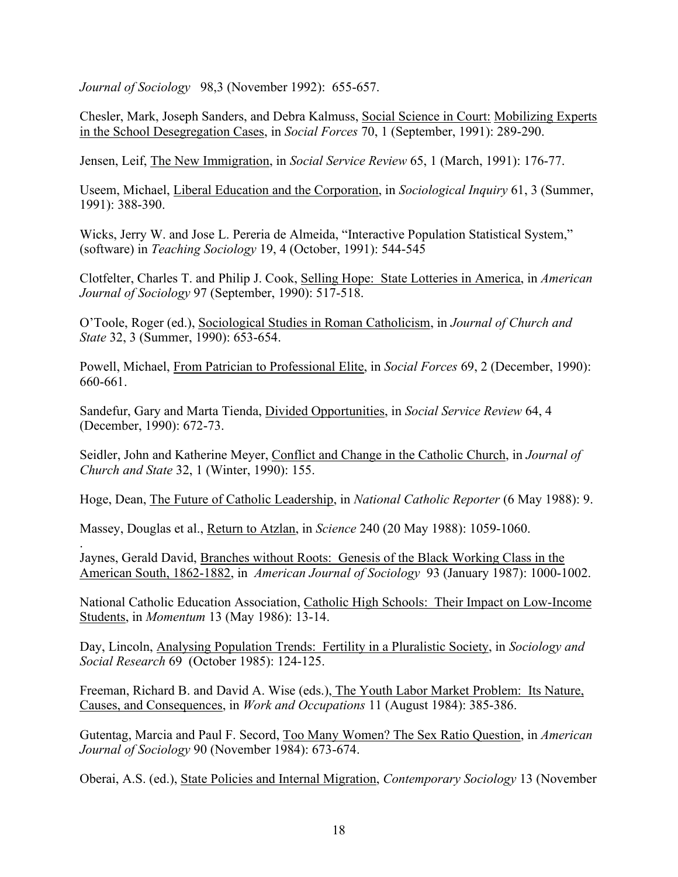*Journal of Sociology* 98,3 (November 1992): 655-657.

Chesler, Mark, Joseph Sanders, and Debra Kalmuss, Social Science in Court: Mobilizing Experts in the School Desegregation Cases, in *Social Forces* 70, 1 (September, 1991): 289-290.

Jensen, Leif, The New Immigration, in *Social Service Review* 65, 1 (March, 1991): 176-77.

Useem, Michael, Liberal Education and the Corporation, in *Sociological Inquiry* 61, 3 (Summer, 1991): 388-390.

Wicks, Jerry W. and Jose L. Pereria de Almeida, "Interactive Population Statistical System," (software) in *Teaching Sociology* 19, 4 (October, 1991): 544-545

Clotfelter, Charles T. and Philip J. Cook, Selling Hope: State Lotteries in America, in *American Journal of Sociology* 97 (September, 1990): 517-518.

O'Toole, Roger (ed.), Sociological Studies in Roman Catholicism, in *Journal of Church and State* 32, 3 (Summer, 1990): 653-654.

Powell, Michael, From Patrician to Professional Elite, in *Social Forces* 69, 2 (December, 1990): 660-661.

Sandefur, Gary and Marta Tienda, Divided Opportunities, in *Social Service Review* 64, 4 (December, 1990): 672-73.

Seidler, John and Katherine Meyer, Conflict and Change in the Catholic Church, in *Journal of Church and State* 32, 1 (Winter, 1990): 155.

Hoge, Dean, The Future of Catholic Leadership, in *National Catholic Reporter* (6 May 1988): 9.

Massey, Douglas et al., Return to Atzlan, in *Science* 240 (20 May 1988): 1059-1060.

Jaynes, Gerald David, Branches without Roots: Genesis of the Black Working Class in the American South, 1862-1882, in *American Journal of Sociology* 93 (January 1987): 1000-1002.

National Catholic Education Association, Catholic High Schools: Their Impact on Low-Income Students, in *Momentum* 13 (May 1986): 13-14.

Day, Lincoln, Analysing Population Trends: Fertility in a Pluralistic Society, in *Sociology and Social Research* 69 (October 1985): 124-125.

Freeman, Richard B. and David A. Wise (eds.), The Youth Labor Market Problem: Its Nature, Causes, and Consequences, in *Work and Occupations* 11 (August 1984): 385-386.

Gutentag, Marcia and Paul F. Secord, Too Many Women? The Sex Ratio Question, in *American Journal of Sociology* 90 (November 1984): 673-674.

Oberai, A.S. (ed.), State Policies and Internal Migration, *Contemporary Sociology* 13 (November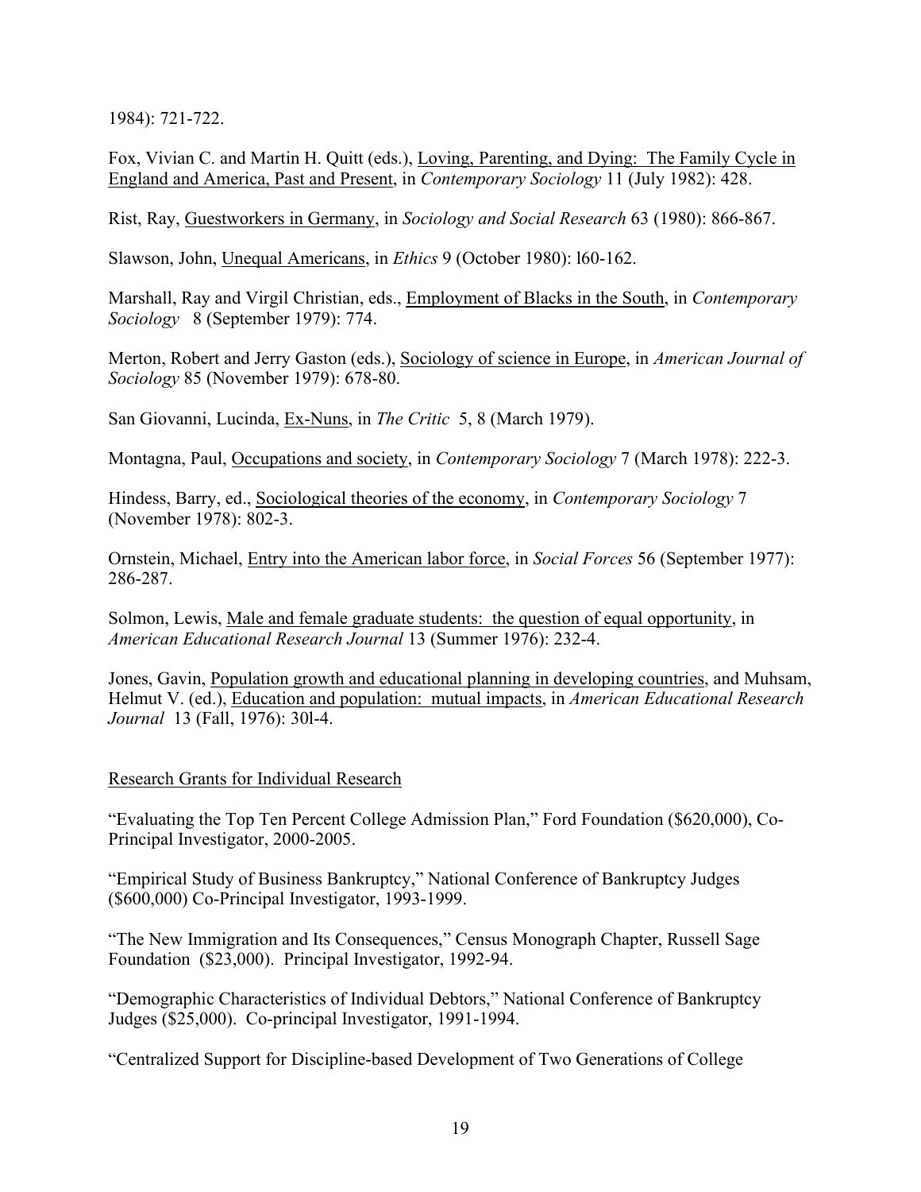1984): 721-722.

Fox, Vivian C. and Martin H. Quitt (eds.), <u>Loving, Parenting, and Dying: The Family Cycle in England and America, Past and Present</u>, in *Contemporary Sociology* 11 (July 1982): 428.

Rist, Ray, <u>Guestworkers in Germany</u>, in *Sociology and Social Research* 63 (1980): 866-867.

Slawson, John, <u>Unequal Americans</u>, in *Ethics* 9 (October 1980): l60-162.

Marshall, Ray and Virgil Christian, eds., <u>Employment of Blacks in the South</u>, in *Contemporary Sociology* 8 (September 1979): 774.

Merton, Robert and Jerry Gaston (eds.), <u>Sociology of science in Europe</u>, in *American Journal of Sociology* 85 (November 1979): 678-80.

San Giovanni, Lucinda, <u>Ex-Nuns</u>, in *The Critic* 5, 8 (March 1979).

Montagna, Paul, <u>Occupations and society</u>, in *Contemporary Sociology* 7 (March 1978): 222-3.

Hindess, Barry, ed., <u>Sociological theories of the economy</u>, in *Contemporary Sociology* 7 (November 1978): 802-3.

Ornstein, Michael, <u>Entry into the American labor force</u>, in *Social Forces* 56 (September 1977): 286-287.

Solmon, Lewis, <u>Male and female graduate students: the question of equal opportunity</u>, in *American Educational Research Journal* 13 (Summer 1976): 232-4.

Jones, Gavin, <u>Population growth and educational planning in developing countries</u>, and Muhsam, Helmut V. (ed.), <u>Education and population: mutual impacts</u>, in *American Educational Research Journal* 13 (Fall, 1976): 30l-4.

<u>Research Grants for Individual Research</u>

"Evaluating the Top Ten Percent College Admission Plan," Ford Foundation ($620,000), Co-Principal Investigator, 2000-2005.

"Empirical Study of Business Bankruptcy," National Conference of Bankruptcy Judges ($600,000) Co-Principal Investigator, 1993-1999.

"The New Immigration and Its Consequences," Census Monograph Chapter, Russell Sage Foundation ($23,000). Principal Investigator, 1992-94.

"Demographic Characteristics of Individual Debtors," National Conference of Bankruptcy Judges ($25,000). Co-principal Investigator, 1991-1994.

"Centralized Support for Discipline-based Development of Two Generations of College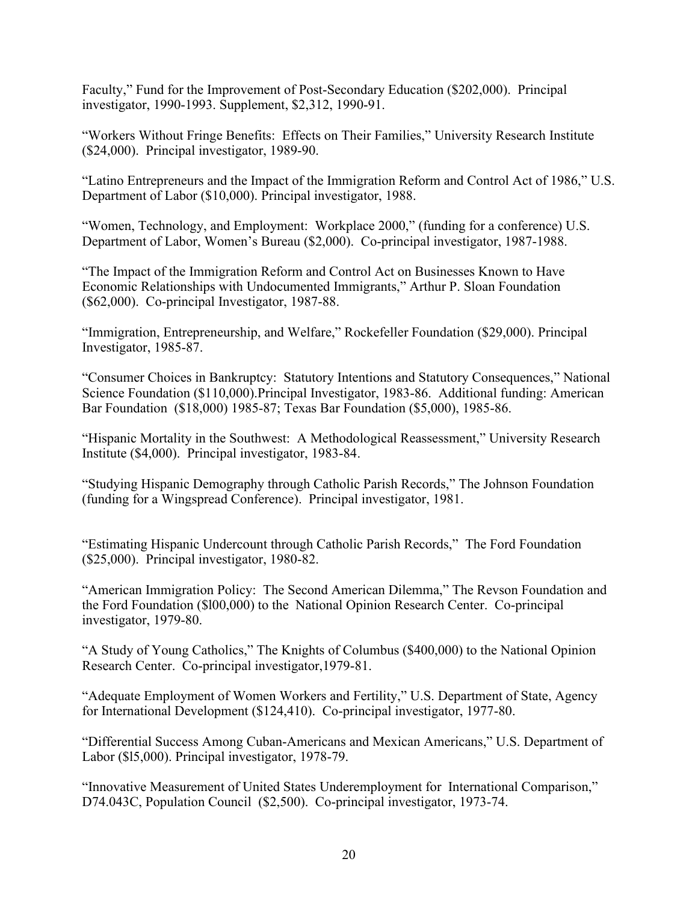Faculty," Fund for the Improvement of Post-Secondary Education ($202,000). Principal investigator, 1990-1993. Supplement, $2,312, 1990-91.

"Workers Without Fringe Benefits: Effects on Their Families," University Research Institute ($24,000). Principal investigator, 1989-90.

"Latino Entrepreneurs and the Impact of the Immigration Reform and Control Act of 1986," U.S. Department of Labor ($10,000). Principal investigator, 1988.

"Women, Technology, and Employment: Workplace 2000," (funding for a conference) U.S. Department of Labor, Women's Bureau ($2,000). Co-principal investigator, 1987-1988.

"The Impact of the Immigration Reform and Control Act on Businesses Known to Have Economic Relationships with Undocumented Immigrants," Arthur P. Sloan Foundation ($62,000). Co-principal Investigator, 1987-88.

"Immigration, Entrepreneurship, and Welfare," Rockefeller Foundation ($29,000). Principal Investigator, 1985-87.

"Consumer Choices in Bankruptcy: Statutory Intentions and Statutory Consequences," National Science Foundation ($110,000).Principal Investigator, 1983-86. Additional funding: American Bar Foundation ($18,000) 1985-87; Texas Bar Foundation ($5,000), 1985-86.

"Hispanic Mortality in the Southwest: A Methodological Reassessment," University Research Institute ($4,000). Principal investigator, 1983-84.

"Studying Hispanic Demography through Catholic Parish Records," The Johnson Foundation (funding for a Wingspread Conference). Principal investigator, 1981.

"Estimating Hispanic Undercount through Catholic Parish Records," The Ford Foundation ($25,000). Principal investigator, 1980-82.

"American Immigration Policy: The Second American Dilemma," The Revson Foundation and the Ford Foundation ($l00,000) to the National Opinion Research Center. Co-principal investigator, 1979-80.

"A Study of Young Catholics," The Knights of Columbus ($400,000) to the National Opinion Research Center. Co-principal investigator,1979-81.

"Adequate Employment of Women Workers and Fertility," U.S. Department of State, Agency for International Development ($124,410). Co-principal investigator, 1977-80.

"Differential Success Among Cuban-Americans and Mexican Americans," U.S. Department of Labor ($l5,000). Principal investigator, 1978-79.

"Innovative Measurement of United States Underemployment for International Comparison," D74.043C, Population Council ($2,500). Co-principal investigator, 1973-74.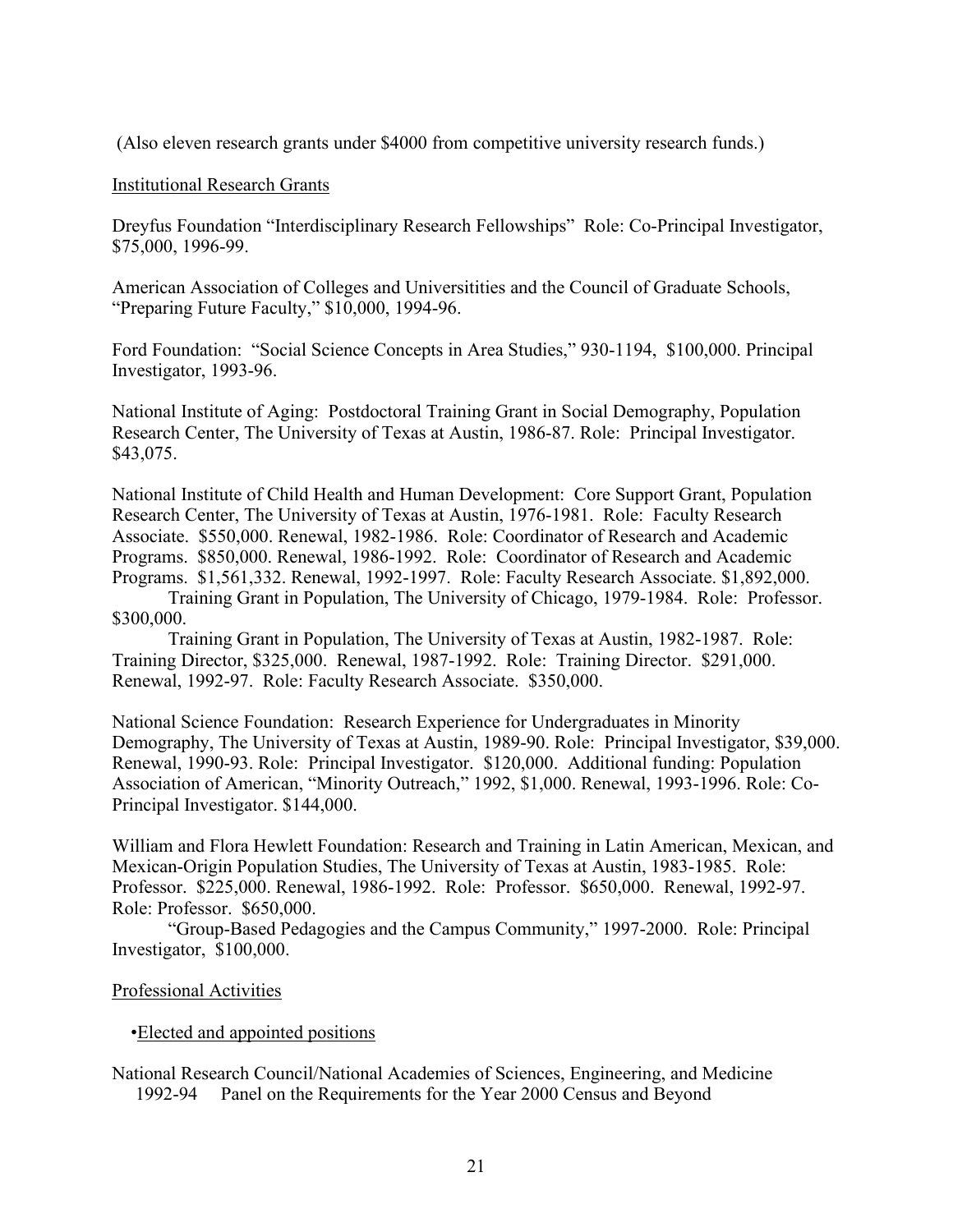(Also eleven research grants under $4000 from competitive university research funds.)

Institutional Research Grants

Dreyfus Foundation "Interdisciplinary Research Fellowships" Role: Co-Principal Investigator, $75,000, 1996-99.

American Association of Colleges and Universitities and the Council of Graduate Schools, "Preparing Future Faculty," $10,000, 1994-96.

Ford Foundation: "Social Science Concepts in Area Studies," 930-1194, $100,000. Principal Investigator, 1993-96.

National Institute of Aging: Postdoctoral Training Grant in Social Demography, Population Research Center, The University of Texas at Austin, 1986-87. Role: Principal Investigator. $43,075.

National Institute of Child Health and Human Development: Core Support Grant, Population Research Center, The University of Texas at Austin, 1976-1981. Role: Faculty Research Associate. $550,000. Renewal, 1982-1986. Role: Coordinator of Research and Academic Programs. $850,000. Renewal, 1986-1992. Role: Coordinator of Research and Academic Programs. $1,561,332. Renewal, 1992-1997. Role: Faculty Research Associate. $1,892,000.

Training Grant in Population, The University of Chicago, 1979-1984. Role: Professor. $300,000.

Training Grant in Population, The University of Texas at Austin, 1982-1987. Role: Training Director, $325,000. Renewal, 1987-1992. Role: Training Director. $291,000. Renewal, 1992-97. Role: Faculty Research Associate. $350,000.

National Science Foundation: Research Experience for Undergraduates in Minority Demography, The University of Texas at Austin, 1989-90. Role: Principal Investigator, $39,000. Renewal, 1990-93. Role: Principal Investigator. $120,000. Additional funding: Population Association of American, "Minority Outreach," 1992, $1,000. Renewal, 1993-1996. Role: Co-Principal Investigator. $144,000.

William and Flora Hewlett Foundation: Research and Training in Latin American, Mexican, and Mexican-Origin Population Studies, The University of Texas at Austin, 1983-1985. Role: Professor. $225,000. Renewal, 1986-1992. Role: Professor. $650,000. Renewal, 1992-97. Role: Professor. $650,000.

"Group-Based Pedagogies and the Campus Community," 1997-2000. Role: Principal Investigator, $100,000.

Professional Activities

- Elected and appointed positions

National Research Council/National Academies of Sciences, Engineering, and Medicine
1992-94 Panel on the Requirements for the Year 2000 Census and Beyond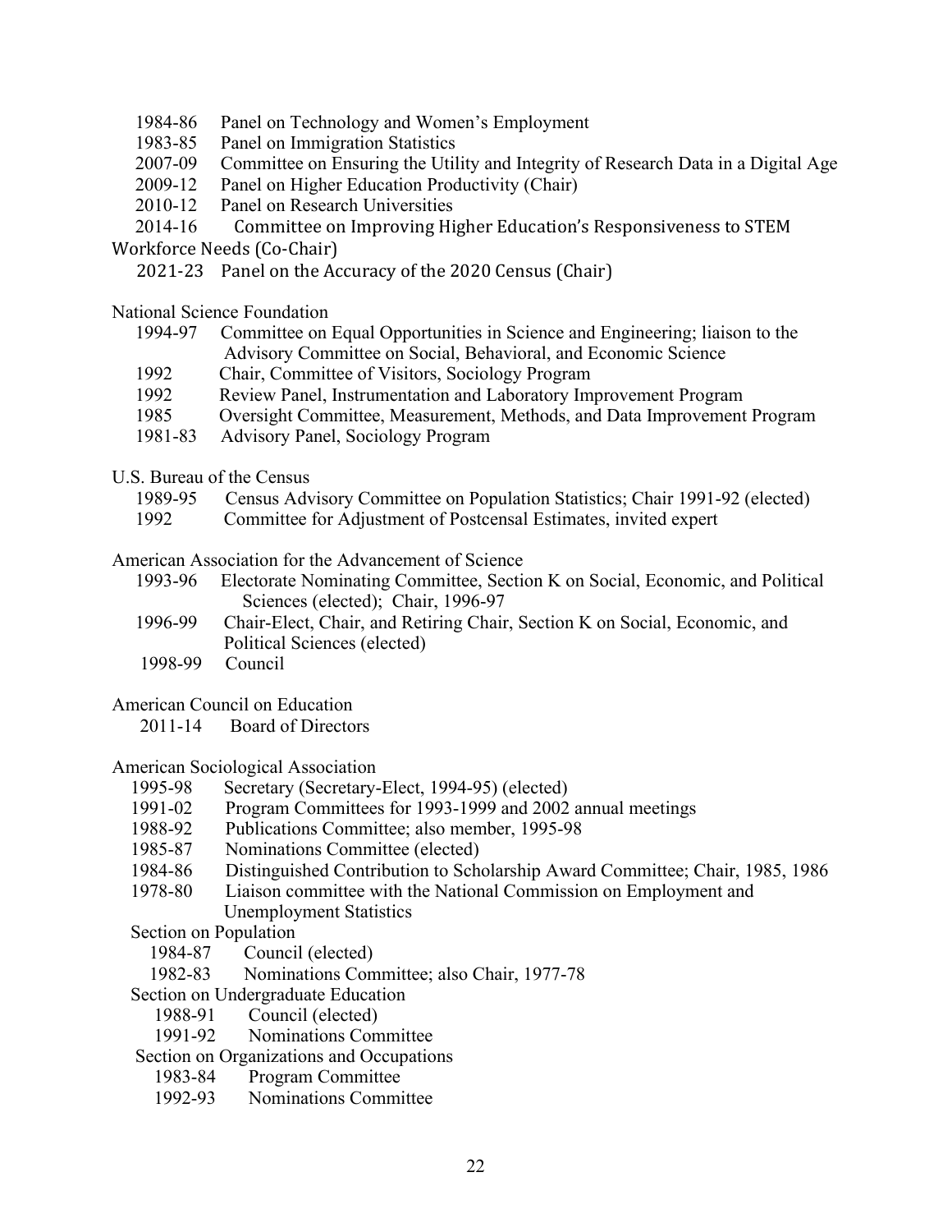1984-86 Panel on Technology and Women's Employment
1983-85 Panel on Immigration Statistics
2007-09 Committee on Ensuring the Utility and Integrity of Research Data in a Digital Age
2009-12 Panel on Higher Education Productivity (Chair)
2010-12 Panel on Research Universities
2014-16 Committee on Improving Higher Education's Responsiveness to STEM Workforce Needs (Co-Chair)
2021-23 Panel on the Accuracy of the 2020 Census (Chair)

National Science Foundation
1994-97 Committee on Equal Opportunities in Science and Engineering; liaison to the Advisory Committee on Social, Behavioral, and Economic Science
1992 Chair, Committee of Visitors, Sociology Program
1992 Review Panel, Instrumentation and Laboratory Improvement Program
1985 Oversight Committee, Measurement, Methods, and Data Improvement Program
1981-83 Advisory Panel, Sociology Program

U.S. Bureau of the Census
1989-95 Census Advisory Committee on Population Statistics; Chair 1991-92 (elected)
1992 Committee for Adjustment of Postcensal Estimates, invited expert

American Association for the Advancement of Science
1993-96 Electorate Nominating Committee, Section K on Social, Economic, and Political Sciences (elected); Chair, 1996-97
1996-99 Chair-Elect, Chair, and Retiring Chair, Section K on Social, Economic, and Political Sciences (elected)
1998-99 Council

American Council on Education
2011-14 Board of Directors

American Sociological Association
1995-98 Secretary (Secretary-Elect, 1994-95) (elected)
1991-02 Program Committees for 1993-1999 and 2002 annual meetings
1988-92 Publications Committee; also member, 1995-98
1985-87 Nominations Committee (elected)
1984-86 Distinguished Contribution to Scholarship Award Committee; Chair, 1985, 1986
1978-80 Liaison committee with the National Commission on Employment and Unemployment Statistics

Section on Population
1984-87 Council (elected)
1982-83 Nominations Committee; also Chair, 1977-78

Section on Undergraduate Education
1988-91 Council (elected)
1991-92 Nominations Committee

Section on Organizations and Occupations
1983-84 Program Committee
1992-93 Nominations Committee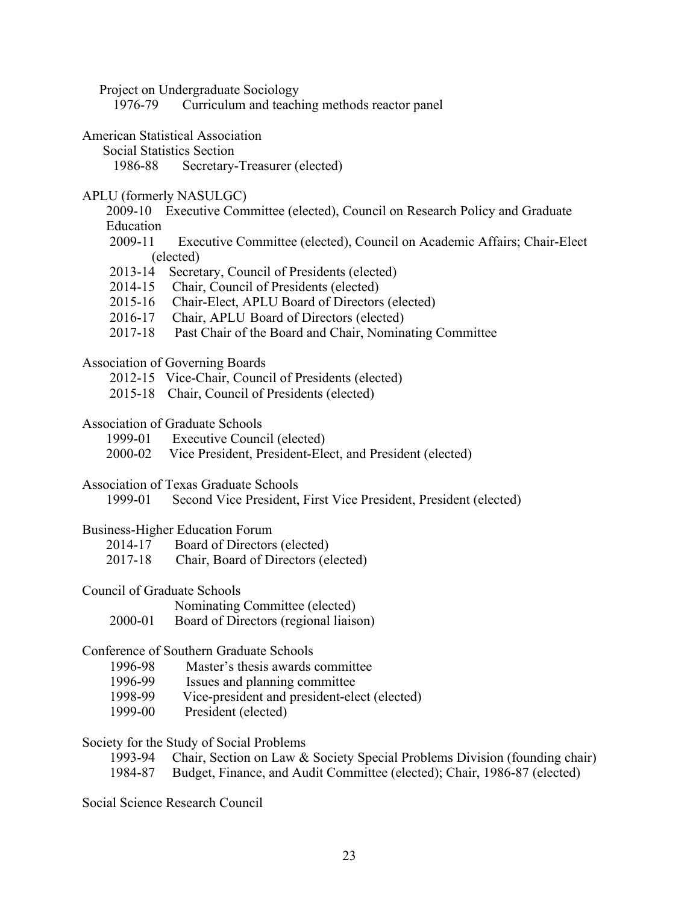Project on Undergraduate Sociology
- 1976-79 Curriculum and teaching methods reactor panel

American Statistical Association

Social Statistics Section
- 1986-88 Secretary-Treasurer (elected)

APLU (formerly NASULGC)
- 2009-10 Executive Committee (elected), Council on Research Policy and Graduate Education
- 2009-11 Executive Committee (elected), Council on Academic Affairs; Chair-Elect (elected)
- 2013-14 Secretary, Council of Presidents (elected)
- 2014-15 Chair, Council of Presidents (elected)
- 2015-16 Chair-Elect, APLU Board of Directors (elected)
- 2016-17 Chair, APLU Board of Directors (elected)
- 2017-18 Past Chair of the Board and Chair, Nominating Committee

Association of Governing Boards
- 2012-15 Vice-Chair, Council of Presidents (elected)
- 2015-18 Chair, Council of Presidents (elected)

Association of Graduate Schools
- 1999-01 Executive Council (elected)
- 2000-02 Vice President, President-Elect, and President (elected)

Association of Texas Graduate Schools
- 1999-01 Second Vice President, First Vice President, President (elected)

Business-Higher Education Forum
- 2014-17 Board of Directors (elected)
- 2017-18 Chair, Board of Directors (elected)

Council of Graduate Schools
- Nominating Committee (elected)
- 2000-01 Board of Directors (regional liaison)

Conference of Southern Graduate Schools
- 1996-98 Master's thesis awards committee
- 1996-99 Issues and planning committee
- 1998-99 Vice-president and president-elect (elected)
- 1999-00 President (elected)

Society for the Study of Social Problems
- 1993-94 Chair, Section on Law & Society Special Problems Division (founding chair)
- 1984-87 Budget, Finance, and Audit Committee (elected); Chair, 1986-87 (elected)

Social Science Research Council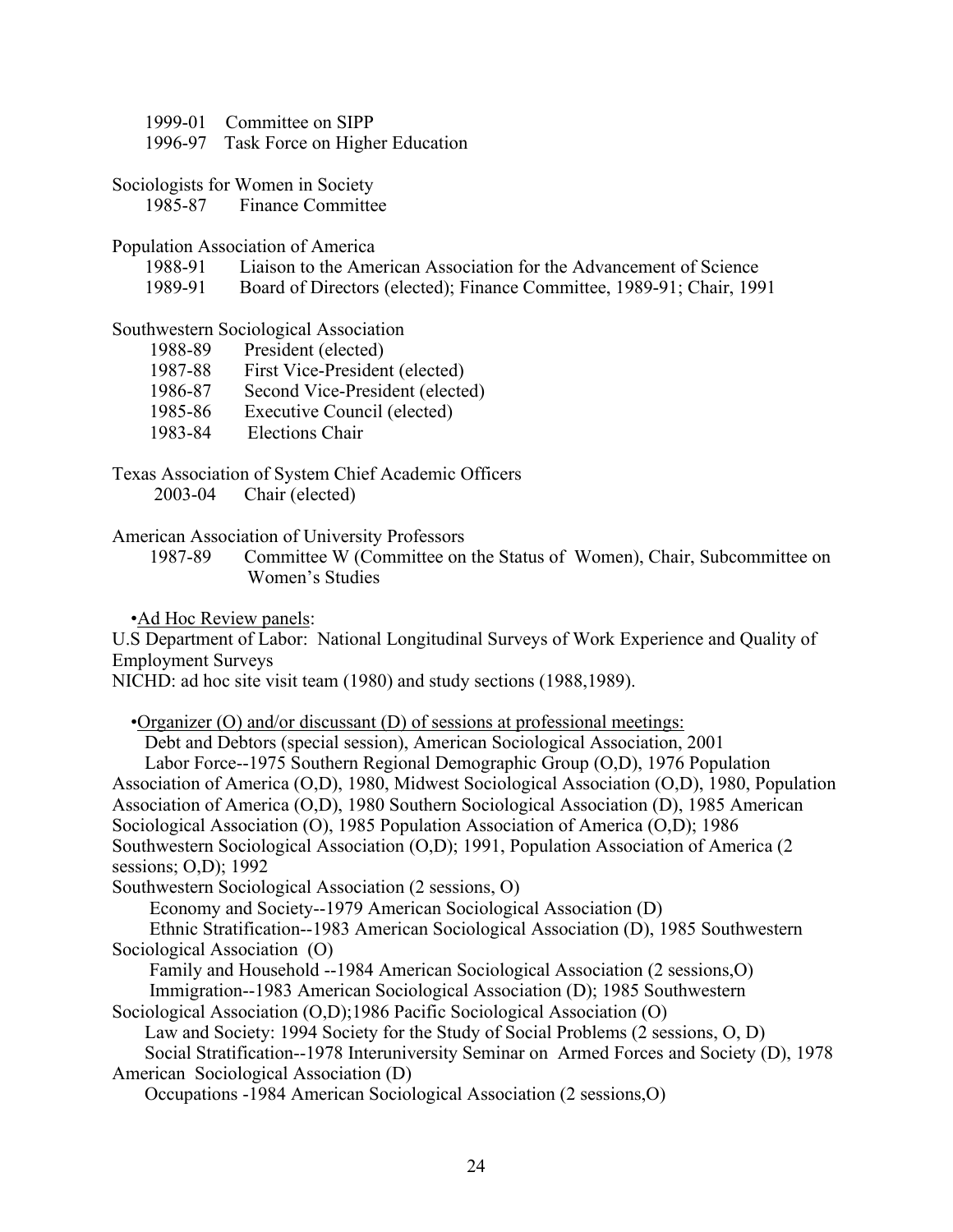1999-01 Committee on SIPP
1996-97 Task Force on Higher Education

Sociologists for Women in Society
1985-87 Finance Committee

Population Association of America
1988-91 Liaison to the American Association for the Advancement of Science
1989-91 Board of Directors (elected); Finance Committee, 1989-91; Chair, 1991

Southwestern Sociological Association
1988-89 President (elected)
1987-88 First Vice-President (elected)
1986-87 Second Vice-President (elected)
1985-86 Executive Council (elected)
1983-84 Elections Chair

Texas Association of System Chief Academic Officers
2003-04 Chair (elected)

American Association of University Professors
1987-89 Committee W (Committee on the Status of Women), Chair, Subcommittee on Women's Studies

•<u>Ad Hoc Review panels</u>:

U.S Department of Labor: National Longitudinal Surveys of Work Experience and Quality of Employment Surveys
NICHD: ad hoc site visit team (1980) and study sections (1988,1989).

•<u>Organizer (O) and/or discussant (D) of sessions at professional meetings:</u>

Debt and Debtors (special session), American Sociological Association, 2001

Labor Force--1975 Southern Regional Demographic Group (O,D), 1976 Population Association of America (O,D), 1980, Midwest Sociological Association (O,D), 1980, Population Association of America (O,D), 1980 Southern Sociological Association (D), 1985 American Sociological Association (O), 1985 Population Association of America (O,D); 1986 Southwestern Sociological Association (O,D); 1991, Population Association of America (2 sessions; O,D); 1992
Southwestern Sociological Association (2 sessions, O)

Economy and Society--1979 American Sociological Association (D)

Ethnic Stratification--1983 American Sociological Association (D), 1985 Southwestern Sociological Association (O)

Family and Household --1984 American Sociological Association (2 sessions,O)

Immigration--1983 American Sociological Association (D); 1985 Southwestern Sociological Association (O,D);1986 Pacific Sociological Association (O)

Law and Society: 1994 Society for the Study of Social Problems (2 sessions, O, D)

Social Stratification--1978 Interuniversity Seminar on Armed Forces and Society (D), 1978 American Sociological Association (D)

Occupations -1984 American Sociological Association (2 sessions,O)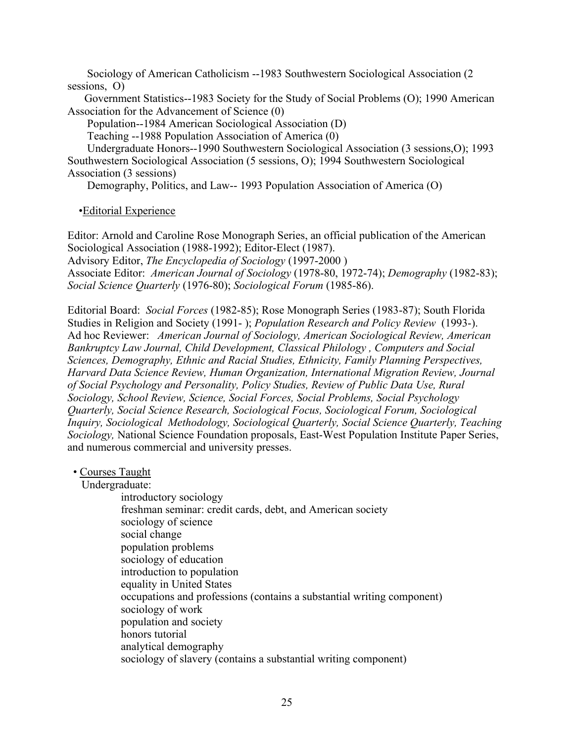Sociology of American Catholicism --1983 Southwestern Sociological Association (2 sessions, O)

Government Statistics--1983 Society for the Study of Social Problems (O); 1990 American Association for the Advancement of Science (0)

Population--1984 American Sociological Association (D)

Teaching --1988 Population Association of America (0)

Undergraduate Honors--1990 Southwestern Sociological Association (3 sessions,O); 1993 Southwestern Sociological Association (5 sessions, O); 1994 Southwestern Sociological Association (3 sessions)

Demography, Politics, and Law-- 1993 Population Association of America (O)

•Editorial Experience

Editor: Arnold and Caroline Rose Monograph Series, an official publication of the American Sociological Association (1988-1992); Editor-Elect (1987).
Advisory Editor, *The Encyclopedia of Sociology* (1997-2000 )
Associate Editor: *American Journal of Sociology* (1978-80, 1972-74); *Demography* (1982-83); *Social Science Quarterly* (1976-80); *Sociological Forum* (1985-86).

Editorial Board: *Social Forces* (1982-85); Rose Monograph Series (1983-87); South Florida Studies in Religion and Society (1991- ); *Population Research and Policy Review* (1993-).
Ad hoc Reviewer: *American Journal of Sociology, American Sociological Review, American Bankruptcy Law Journal, Child Development, Classical Philology , Computers and Social Sciences, Demography, Ethnic and Racial Studies, Ethnicity, Family Planning Perspectives, Harvard Data Science Review, Human Organization, International Migration Review, Journal of Social Psychology and Personality, Policy Studies, Review of Public Data Use, Rural Sociology, School Review, Science, Social Forces, Social Problems, Social Psychology Quarterly, Social Science Research, Sociological Focus, Sociological Forum, Sociological Inquiry, Sociological Methodology, Sociological Quarterly, Social Science Quarterly, Teaching Sociology,* National Science Foundation proposals, East-West Population Institute Paper Series, and numerous commercial and university presses.

• Courses Taught

Undergraduate:

- introductory sociology
- freshman seminar: credit cards, debt, and American society
- sociology of science
- social change
- population problems
- sociology of education
- introduction to population
- equality in United States
- occupations and professions (contains a substantial writing component)
- sociology of work
- population and society
- honors tutorial
- analytical demography
- sociology of slavery (contains a substantial writing component)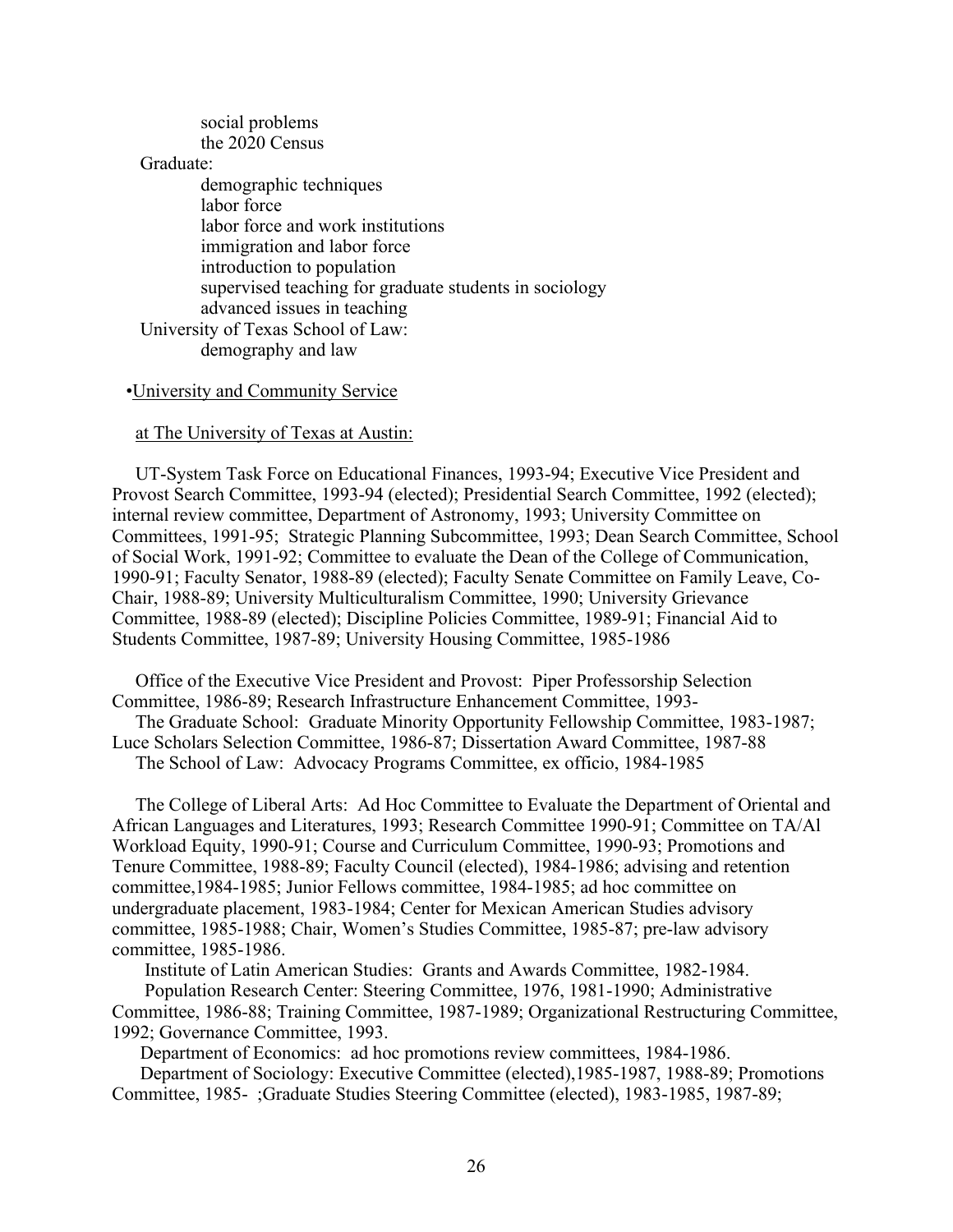social problems
the 2020 Census

Graduate:

- demographic techniques
- labor force
- labor force and work institutions
- immigration and labor force
- introduction to population
- supervised teaching for graduate students in sociology
- advanced issues in teaching

University of Texas School of Law:

- demography and law

•University and Community Service

at The University of Texas at Austin:

UT-System Task Force on Educational Finances, 1993-94; Executive Vice President and Provost Search Committee, 1993-94 (elected); Presidential Search Committee, 1992 (elected); internal review committee, Department of Astronomy, 1993; University Committee on Committees, 1991-95; Strategic Planning Subcommittee, 1993; Dean Search Committee, School of Social Work, 1991-92; Committee to evaluate the Dean of the College of Communication, 1990-91; Faculty Senator, 1988-89 (elected); Faculty Senate Committee on Family Leave, Co-Chair, 1988-89; University Multiculturalism Committee, 1990; University Grievance Committee, 1988-89 (elected); Discipline Policies Committee, 1989-91; Financial Aid to Students Committee, 1987-89; University Housing Committee, 1985-1986

Office of the Executive Vice President and Provost: Piper Professorship Selection Committee, 1986-89; Research Infrastructure Enhancement Committee, 1993-
The Graduate School: Graduate Minority Opportunity Fellowship Committee, 1983-1987; Luce Scholars Selection Committee, 1986-87; Dissertation Award Committee, 1987-88
The School of Law: Advocacy Programs Committee, ex officio, 1984-1985

The College of Liberal Arts: Ad Hoc Committee to Evaluate the Department of Oriental and African Languages and Literatures, 1993; Research Committee 1990-91; Committee on TA/AI Workload Equity, 1990-91; Course and Curriculum Committee, 1990-93; Promotions and Tenure Committee, 1988-89; Faculty Council (elected), 1984-1986; advising and retention committee,1984-1985; Junior Fellows committee, 1984-1985; ad hoc committee on undergraduate placement, 1983-1984; Center for Mexican American Studies advisory committee, 1985-1988; Chair, Women's Studies Committee, 1985-87; pre-law advisory committee, 1985-1986.
Institute of Latin American Studies: Grants and Awards Committee, 1982-1984.
Population Research Center: Steering Committee, 1976, 1981-1990; Administrative Committee, 1986-88; Training Committee, 1987-1989; Organizational Restructuring Committee, 1992; Governance Committee, 1993.
Department of Economics: ad hoc promotions review committees, 1984-1986.
Department of Sociology: Executive Committee (elected),1985-1987, 1988-89; Promotions Committee, 1985- ;Graduate Studies Steering Committee (elected), 1983-1985, 1987-89;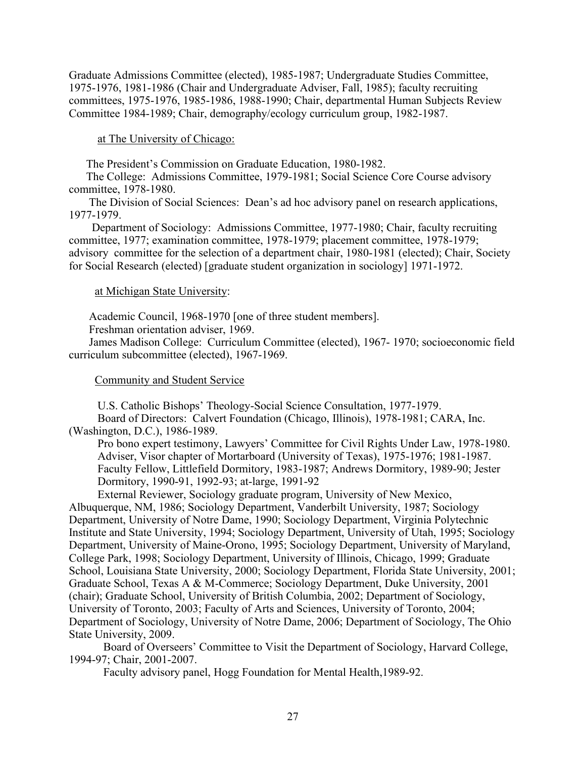Graduate Admissions Committee (elected), 1985-1987; Undergraduate Studies Committee, 1975-1976, 1981-1986 (Chair and Undergraduate Adviser, Fall, 1985); faculty recruiting committees, 1975-1976, 1985-1986, 1988-1990; Chair, departmental Human Subjects Review Committee 1984-1989; Chair, demography/ecology curriculum group, 1982-1987.

at The University of Chicago:

The President's Commission on Graduate Education, 1980-1982.

The College: Admissions Committee, 1979-1981; Social Science Core Course advisory committee, 1978-1980.

The Division of Social Sciences: Dean's ad hoc advisory panel on research applications, 1977-1979.

Department of Sociology: Admissions Committee, 1977-1980; Chair, faculty recruiting committee, 1977; examination committee, 1978-1979; placement committee, 1978-1979; advisory committee for the selection of a department chair, 1980-1981 (elected); Chair, Society for Social Research (elected) [graduate student organization in sociology] 1971-1972.

at Michigan State University:

Academic Council, 1968-1970 [one of three student members].

Freshman orientation adviser, 1969.

James Madison College: Curriculum Committee (elected), 1967- 1970; socioeconomic field curriculum subcommittee (elected), 1967-1969.

Community and Student Service

U.S. Catholic Bishops' Theology-Social Science Consultation, 1977-1979.

Board of Directors: Calvert Foundation (Chicago, Illinois), 1978-1981; CARA, Inc. (Washington, D.C.), 1986-1989.

Pro bono expert testimony, Lawyers' Committee for Civil Rights Under Law, 1978-1980.

Adviser, Visor chapter of Mortarboard (University of Texas), 1975-1976; 1981-1987.

Faculty Fellow, Littlefield Dormitory, 1983-1987; Andrews Dormitory, 1989-90; Jester Dormitory, 1990-91, 1992-93; at-large, 1991-92

External Reviewer, Sociology graduate program, University of New Mexico, Albuquerque, NM, 1986; Sociology Department, Vanderbilt University, 1987; Sociology Department, University of Notre Dame, 1990; Sociology Department, Virginia Polytechnic Institute and State University, 1994; Sociology Department, University of Utah, 1995; Sociology Department, University of Maine-Orono, 1995; Sociology Department, University of Maryland, College Park, 1998; Sociology Department, University of Illinois, Chicago, 1999; Graduate School, Louisiana State University, 2000; Sociology Department, Florida State University, 2001; Graduate School, Texas A & M-Commerce; Sociology Department, Duke University, 2001 (chair); Graduate School, University of British Columbia, 2002; Department of Sociology, University of Toronto, 2003; Faculty of Arts and Sciences, University of Toronto, 2004; Department of Sociology, University of Notre Dame, 2006; Department of Sociology, The Ohio State University, 2009.

Board of Overseers' Committee to Visit the Department of Sociology, Harvard College, 1994-97; Chair, 2001-2007.

Faculty advisory panel, Hogg Foundation for Mental Health,1989-92.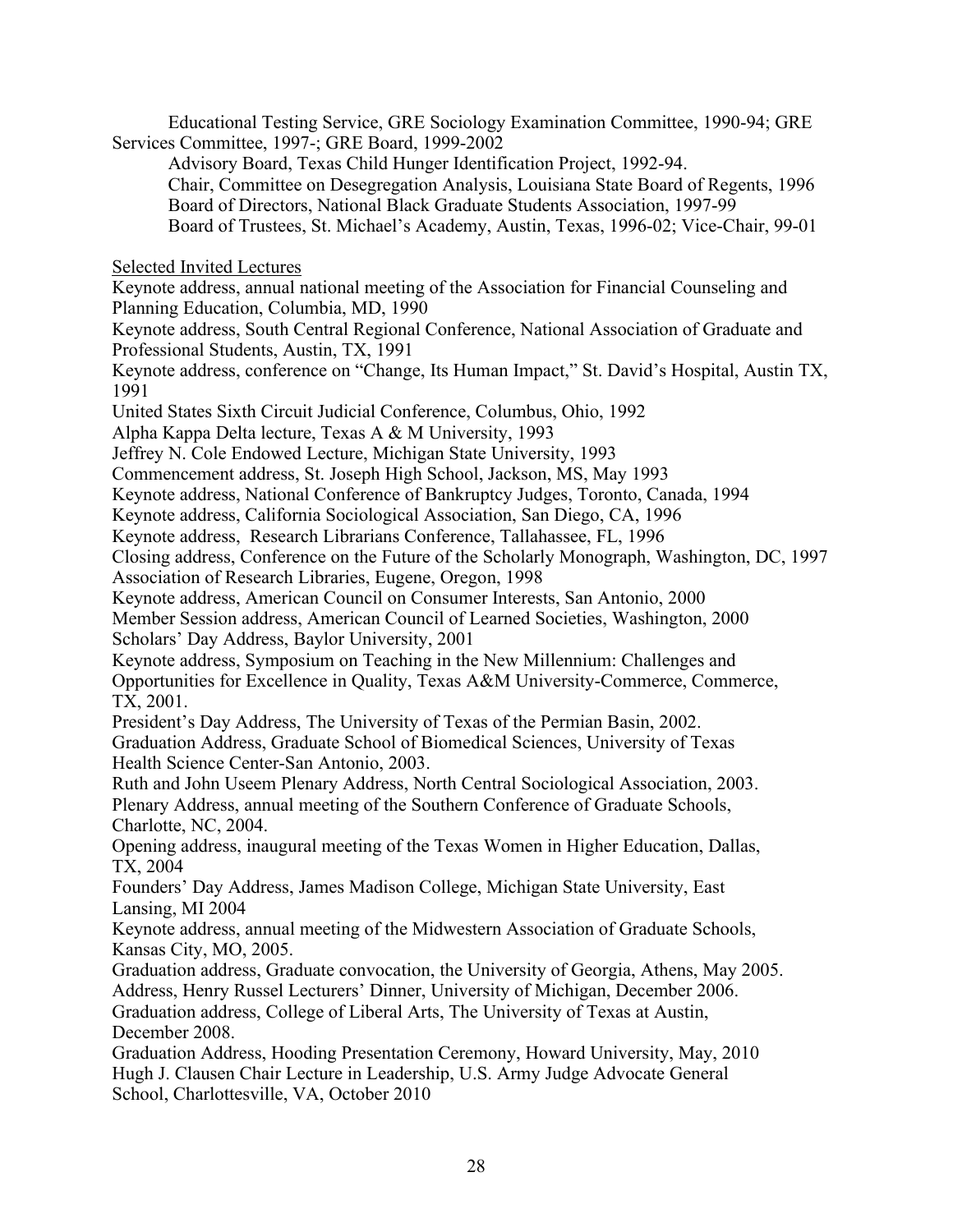Educational Testing Service, GRE Sociology Examination Committee, 1990-94; GRE Services Committee, 1997-; GRE Board, 1999-2002

Advisory Board, Texas Child Hunger Identification Project, 1992-94.

Chair, Committee on Desegregation Analysis, Louisiana State Board of Regents, 1996

Board of Directors, National Black Graduate Students Association, 1997-99

Board of Trustees, St. Michael's Academy, Austin, Texas, 1996-02; Vice-Chair, 99-01

<u>Selected Invited Lectures</u>

Keynote address, annual national meeting of the Association for Financial Counseling and Planning Education, Columbia, MD, 1990

Keynote address, South Central Regional Conference, National Association of Graduate and Professional Students, Austin, TX, 1991

Keynote address, conference on "Change, Its Human Impact," St. David's Hospital, Austin TX, 1991

United States Sixth Circuit Judicial Conference, Columbus, Ohio, 1992

Alpha Kappa Delta lecture, Texas A & M University, 1993

Jeffrey N. Cole Endowed Lecture, Michigan State University, 1993

Commencement address, St. Joseph High School, Jackson, MS, May 1993

Keynote address, National Conference of Bankruptcy Judges, Toronto, Canada, 1994

Keynote address, California Sociological Association, San Diego, CA, 1996

Keynote address, Research Librarians Conference, Tallahassee, FL, 1996

Closing address, Conference on the Future of the Scholarly Monograph, Washington, DC, 1997

Association of Research Libraries, Eugene, Oregon, 1998

Keynote address, American Council on Consumer Interests, San Antonio, 2000

Member Session address, American Council of Learned Societies, Washington, 2000

Scholars' Day Address, Baylor University, 2001

Keynote address, Symposium on Teaching in the New Millennium: Challenges and Opportunities for Excellence in Quality, Texas A&M University-Commerce, Commerce, TX, 2001.

President's Day Address, The University of Texas of the Permian Basin, 2002.

Graduation Address, Graduate School of Biomedical Sciences, University of Texas Health Science Center-San Antonio, 2003.

Ruth and John Useem Plenary Address, North Central Sociological Association, 2003.

Plenary Address, annual meeting of the Southern Conference of Graduate Schools, Charlotte, NC, 2004.

Opening address, inaugural meeting of the Texas Women in Higher Education, Dallas, TX, 2004

Founders' Day Address, James Madison College, Michigan State University, East Lansing, MI 2004

Keynote address, annual meeting of the Midwestern Association of Graduate Schools, Kansas City, MO, 2005.

Graduation address, Graduate convocation, the University of Georgia, Athens, May 2005.

Address, Henry Russel Lecturers' Dinner, University of Michigan, December 2006.

Graduation address, College of Liberal Arts, The University of Texas at Austin, December 2008.

Graduation Address, Hooding Presentation Ceremony, Howard University, May, 2010

Hugh J. Clausen Chair Lecture in Leadership, U.S. Army Judge Advocate General School, Charlottesville, VA, October 2010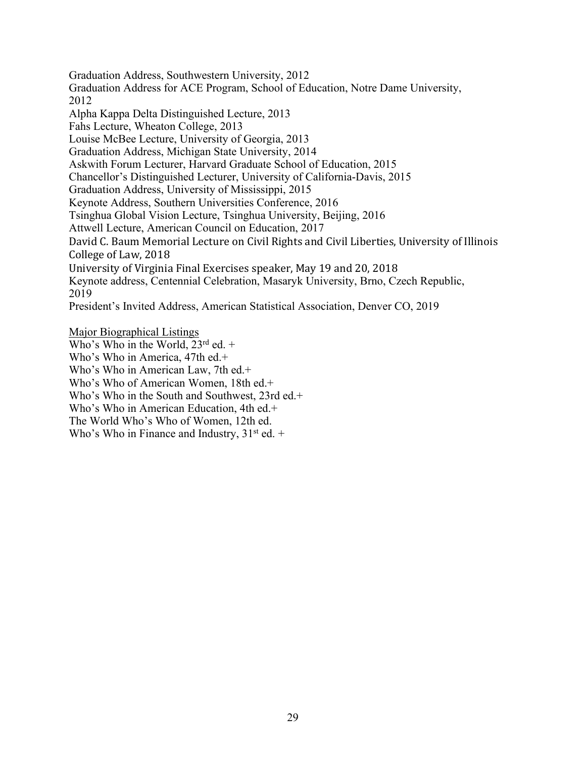Graduation Address, Southwestern University, 2012
Graduation Address for ACE Program, School of Education, Notre Dame University, 2012
Alpha Kappa Delta Distinguished Lecture, 2013
Fahs Lecture, Wheaton College, 2013
Louise McBee Lecture, University of Georgia, 2013
Graduation Address, Michigan State University, 2014
Askwith Forum Lecturer, Harvard Graduate School of Education, 2015
Chancellor's Distinguished Lecturer, University of California-Davis, 2015
Graduation Address, University of Mississippi, 2015
Keynote Address, Southern Universities Conference, 2016
Tsinghua Global Vision Lecture, Tsinghua University, Beijing, 2016
Attwell Lecture, American Council on Education, 2017
David C. Baum Memorial Lecture on Civil Rights and Civil Liberties, University of Illinois College of Law, 2018
University of Virginia Final Exercises speaker, May 19 and 20, 2018
Keynote address, Centennial Celebration, Masaryk University, Brno, Czech Republic, 2019
President's Invited Address, American Statistical Association, Denver CO, 2019

<u>Major Biographical Listings</u>

Who's Who in the World, 23rd ed. +
Who's Who in America, 47th ed.+
Who's Who in American Law, 7th ed.+
Who's Who of American Women, 18th ed.+
Who's Who in the South and Southwest, 23rd ed.+
Who's Who in American Education, 4th ed.+
The World Who's Who of Women, 12th ed.
Who's Who in Finance and Industry, 31st ed. +